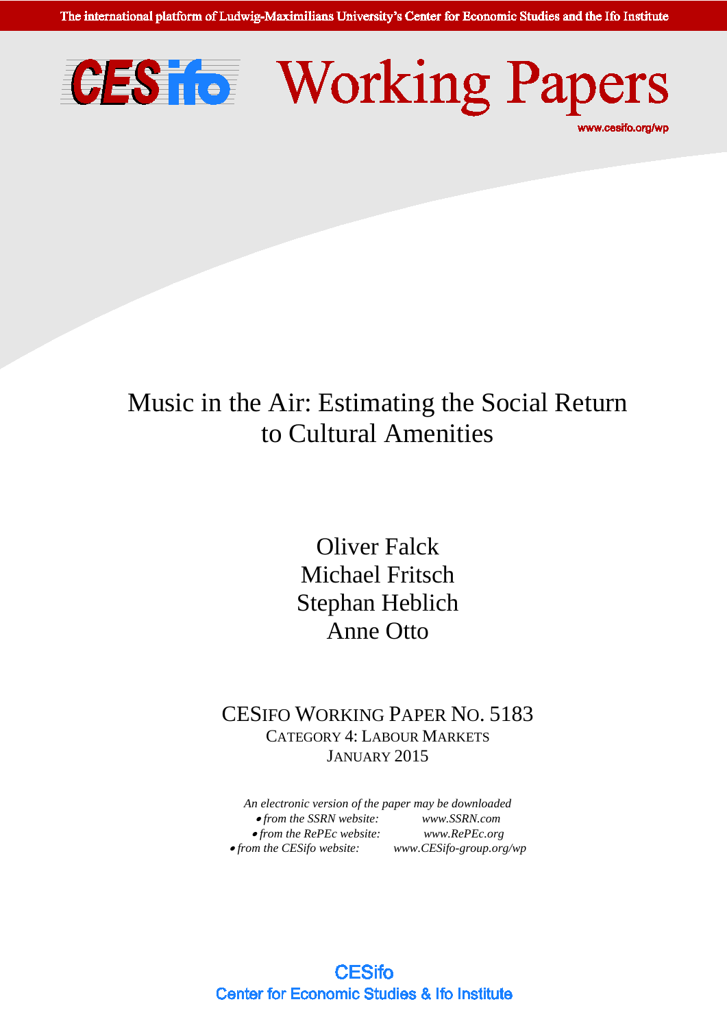The international platform of Ludwig-Maximilians University's Center for Economic Studies and the Ifo Institute

# CESifo Working Papers

www.cesifo.org/wp

# Music in the Air: Estimating the Social Return to Cultural Amenities

Oliver Falck
Michael Fritsch
Stephan Heblich
Anne Otto

CESIFO WORKING PAPER NO. 5183
CATEGORY 4: LABOUR MARKETS
JANUARY 2015

*An electronic version of the paper may be downloaded*
- *from the SSRN website:* *www.SSRN.com*
- *from the RePEc website:* *www.RePEc.org*
- *from the CESifo website:* *www.CESifo-group.org/wp*

CESifo
Center for Economic Studies & Ifo Institute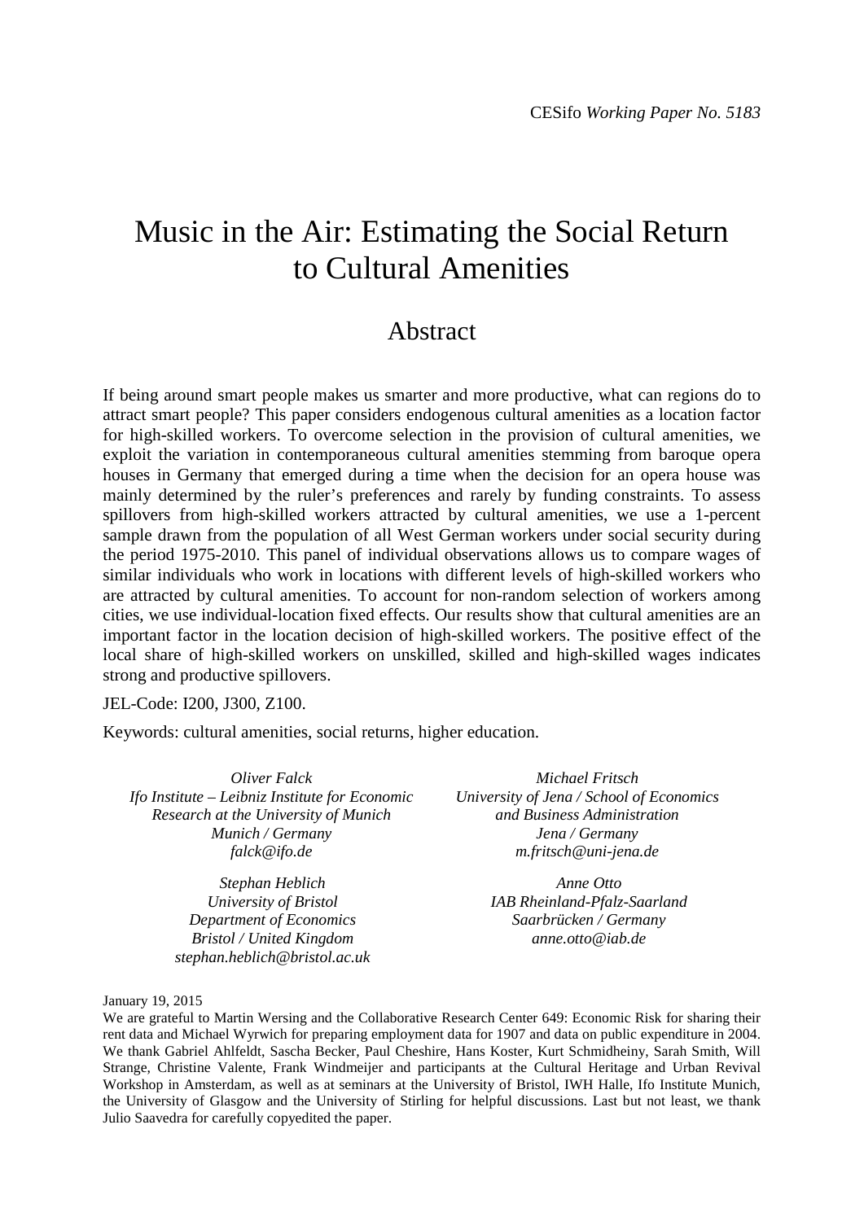CESifo *Working Paper No. 5183*

# Music in the Air: Estimating the Social Return to Cultural Amenities

## Abstract

If being around smart people makes us smarter and more productive, what can regions do to attract smart people? This paper considers endogenous cultural amenities as a location factor for high-skilled workers. To overcome selection in the provision of cultural amenities, we exploit the variation in contemporaneous cultural amenities stemming from baroque opera houses in Germany that emerged during a time when the decision for an opera house was mainly determined by the ruler's preferences and rarely by funding constraints. To assess spillovers from high-skilled workers attracted by cultural amenities, we use a 1-percent sample drawn from the population of all West German workers under social security during the period 1975-2010. This panel of individual observations allows us to compare wages of similar individuals who work in locations with different levels of high-skilled workers who are attracted by cultural amenities. To account for non-random selection of workers among cities, we use individual-location fixed effects. Our results show that cultural amenities are an important factor in the location decision of high-skilled workers. The positive effect of the local share of high-skilled workers on unskilled, skilled and high-skilled wages indicates strong and productive spillovers.

JEL-Code: I200, J300, Z100.

Keywords: cultural amenities, social returns, higher education.

*Oliver Falck*
*Ifo Institute – Leibniz Institute for Economic Research at the University of Munich*
*Munich / Germany*
*falck@ifo.de*

*Michael Fritsch*
*University of Jena / School of Economics and Business Administration*
*Jena / Germany*
*m.fritsch@uni-jena.de*

*Stephan Heblich*
*University of Bristol*
*Department of Economics*
*Bristol / United Kingdom*
*stephan.heblich@bristol.ac.uk*

*Anne Otto*
*IAB Rheinland-Pfalz-Saarland*
*Saarbrücken / Germany*
*anne.otto@iab.de*

January 19, 2015

We are grateful to Martin Wersing and the Collaborative Research Center 649: Economic Risk for sharing their rent data and Michael Wyrwich for preparing employment data for 1907 and data on public expenditure in 2004. We thank Gabriel Ahlfeldt, Sascha Becker, Paul Cheshire, Hans Koster, Kurt Schmidheiny, Sarah Smith, Will Strange, Christine Valente, Frank Windmeijer and participants at the Cultural Heritage and Urban Revival Workshop in Amsterdam, as well as at seminars at the University of Bristol, IWH Halle, Ifo Institute Munich, the University of Glasgow and the University of Stirling for helpful discussions. Last but not least, we thank Julio Saavedra for carefully copyedited the paper.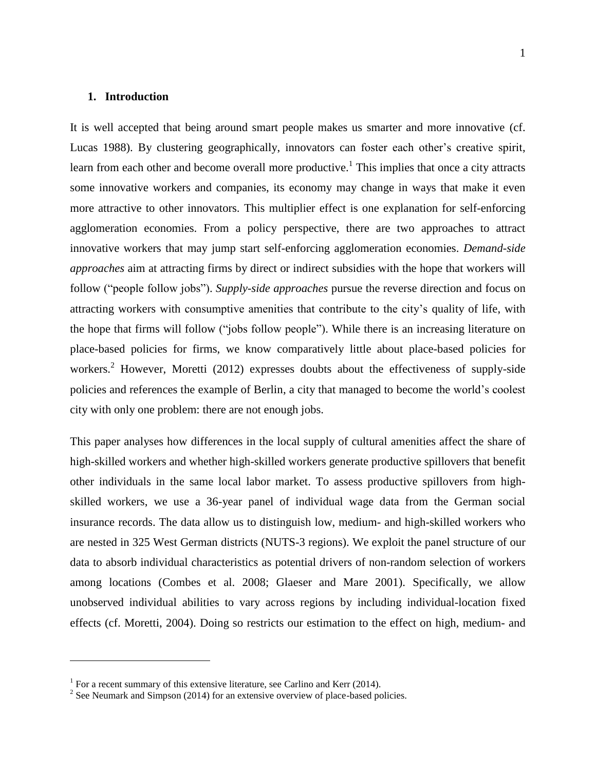## 1. Introduction

It is well accepted that being around smart people makes us smarter and more innovative (cf. Lucas 1988). By clustering geographically, innovators can foster each other's creative spirit, learn from each other and become overall more productive.[1] This implies that once a city attracts some innovative workers and companies, its economy may change in ways that make it even more attractive to other innovators. This multiplier effect is one explanation for self-enforcing agglomeration economies. From a policy perspective, there are two approaches to attract innovative workers that may jump start self-enforcing agglomeration economies. *Demand-side approaches* aim at attracting firms by direct or indirect subsidies with the hope that workers will follow ("people follow jobs"). *Supply-side approaches* pursue the reverse direction and focus on attracting workers with consumptive amenities that contribute to the city's quality of life, with the hope that firms will follow ("jobs follow people"). While there is an increasing literature on place-based policies for firms, we know comparatively little about place-based policies for workers.[2] However, Moretti (2012) expresses doubts about the effectiveness of supply-side policies and references the example of Berlin, a city that managed to become the world's coolest city with only one problem: there are not enough jobs.

This paper analyses how differences in the local supply of cultural amenities affect the share of high-skilled workers and whether high-skilled workers generate productive spillovers that benefit other individuals in the same local labor market. To assess productive spillovers from high-skilled workers, we use a 36-year panel of individual wage data from the German social insurance records. The data allow us to distinguish low, medium- and high-skilled workers who are nested in 325 West German districts (NUTS-3 regions). We exploit the panel structure of our data to absorb individual characteristics as potential drivers of non-random selection of workers among locations (Combes et al. 2008; Glaeser and Mare 2001). Specifically, we allow unobserved individual abilities to vary across regions by including individual-location fixed effects (cf. Moretti, 2004). Doing so restricts our estimation to the effect on high, medium- and

[1] For a recent summary of this extensive literature, see Carlino and Kerr (2014).

[2] See Neumark and Simpson (2014) for an extensive overview of place-based policies.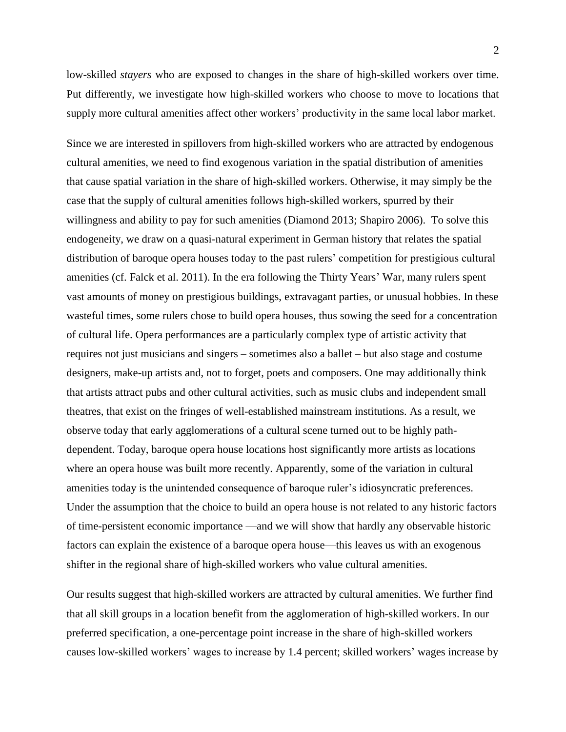low-skilled *stayers* who are exposed to changes in the share of high-skilled workers over time. Put differently, we investigate how high-skilled workers who choose to move to locations that supply more cultural amenities affect other workers' productivity in the same local labor market.

Since we are interested in spillovers from high-skilled workers who are attracted by endogenous cultural amenities, we need to find exogenous variation in the spatial distribution of amenities that cause spatial variation in the share of high-skilled workers. Otherwise, it may simply be the case that the supply of cultural amenities follows high-skilled workers, spurred by their willingness and ability to pay for such amenities (Diamond 2013; Shapiro 2006). To solve this endogeneity, we draw on a quasi-natural experiment in German history that relates the spatial distribution of baroque opera houses today to the past rulers' competition for prestigious cultural amenities (cf. Falck et al. 2011). In the era following the Thirty Years' War, many rulers spent vast amounts of money on prestigious buildings, extravagant parties, or unusual hobbies. In these wasteful times, some rulers chose to build opera houses, thus sowing the seed for a concentration of cultural life. Opera performances are a particularly complex type of artistic activity that requires not just musicians and singers – sometimes also a ballet – but also stage and costume designers, make-up artists and, not to forget, poets and composers. One may additionally think that artists attract pubs and other cultural activities, such as music clubs and independent small theatres, that exist on the fringes of well-established mainstream institutions. As a result, we observe today that early agglomerations of a cultural scene turned out to be highly path-dependent. Today, baroque opera house locations host significantly more artists as locations where an opera house was built more recently. Apparently, some of the variation in cultural amenities today is the unintended consequence of baroque ruler's idiosyncratic preferences. Under the assumption that the choice to build an opera house is not related to any historic factors of time-persistent economic importance —and we will show that hardly any observable historic factors can explain the existence of a baroque opera house—this leaves us with an exogenous shifter in the regional share of high-skilled workers who value cultural amenities.

Our results suggest that high-skilled workers are attracted by cultural amenities. We further find that all skill groups in a location benefit from the agglomeration of high-skilled workers. In our preferred specification, a one-percentage point increase in the share of high-skilled workers causes low-skilled workers' wages to increase by 1.4 percent; skilled workers' wages increase by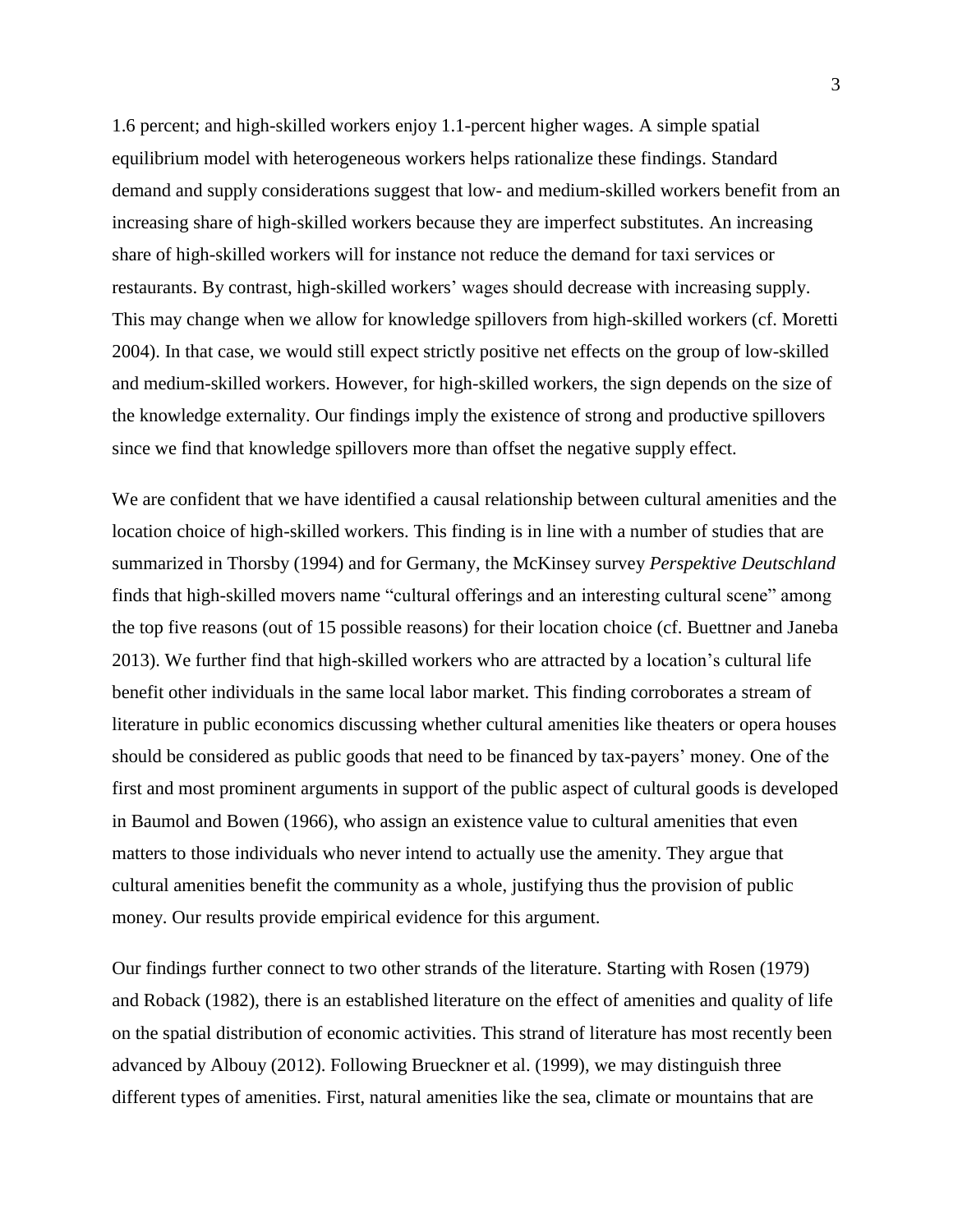1.6 percent; and high-skilled workers enjoy 1.1-percent higher wages. A simple spatial equilibrium model with heterogeneous workers helps rationalize these findings. Standard demand and supply considerations suggest that low- and medium-skilled workers benefit from an increasing share of high-skilled workers because they are imperfect substitutes. An increasing share of high-skilled workers will for instance not reduce the demand for taxi services or restaurants. By contrast, high-skilled workers' wages should decrease with increasing supply. This may change when we allow for knowledge spillovers from high-skilled workers (cf. Moretti 2004). In that case, we would still expect strictly positive net effects on the group of low-skilled and medium-skilled workers. However, for high-skilled workers, the sign depends on the size of the knowledge externality. Our findings imply the existence of strong and productive spillovers since we find that knowledge spillovers more than offset the negative supply effect.

We are confident that we have identified a causal relationship between cultural amenities and the location choice of high-skilled workers. This finding is in line with a number of studies that are summarized in Thorsby (1994) and for Germany, the McKinsey survey *Perspektive Deutschland* finds that high-skilled movers name "cultural offerings and an interesting cultural scene" among the top five reasons (out of 15 possible reasons) for their location choice (cf. Buettner and Janeba 2013). We further find that high-skilled workers who are attracted by a location's cultural life benefit other individuals in the same local labor market. This finding corroborates a stream of literature in public economics discussing whether cultural amenities like theaters or opera houses should be considered as public goods that need to be financed by tax-payers' money. One of the first and most prominent arguments in support of the public aspect of cultural goods is developed in Baumol and Bowen (1966), who assign an existence value to cultural amenities that even matters to those individuals who never intend to actually use the amenity. They argue that cultural amenities benefit the community as a whole, justifying thus the provision of public money. Our results provide empirical evidence for this argument.

Our findings further connect to two other strands of the literature. Starting with Rosen (1979) and Roback (1982), there is an established literature on the effect of amenities and quality of life on the spatial distribution of economic activities. This strand of literature has most recently been advanced by Albouy (2012). Following Brueckner et al. (1999), we may distinguish three different types of amenities. First, natural amenities like the sea, climate or mountains that are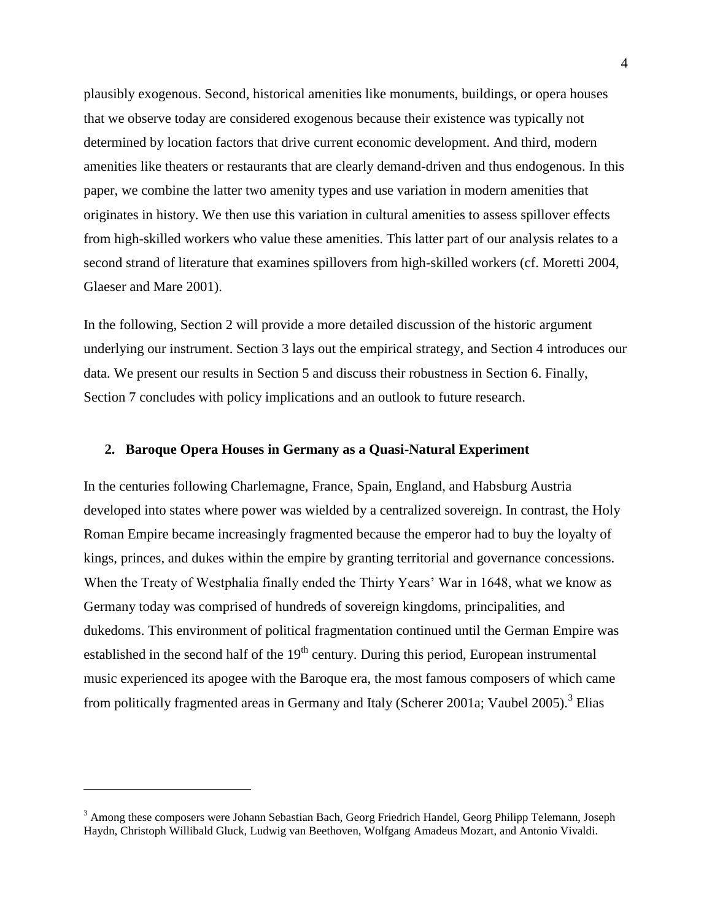plausibly exogenous. Second, historical amenities like monuments, buildings, or opera houses that we observe today are considered exogenous because their existence was typically not determined by location factors that drive current economic development. And third, modern amenities like theaters or restaurants that are clearly demand-driven and thus endogenous. In this paper, we combine the latter two amenity types and use variation in modern amenities that originates in history. We then use this variation in cultural amenities to assess spillover effects from high-skilled workers who value these amenities. This latter part of our analysis relates to a second strand of literature that examines spillovers from high-skilled workers (cf. Moretti 2004, Glaeser and Mare 2001).

In the following, Section 2 will provide a more detailed discussion of the historic argument underlying our instrument. Section 3 lays out the empirical strategy, and Section 4 introduces our data. We present our results in Section 5 and discuss their robustness in Section 6. Finally, Section 7 concludes with policy implications and an outlook to future research.

## 2. Baroque Opera Houses in Germany as a Quasi-Natural Experiment

In the centuries following Charlemagne, France, Spain, England, and Habsburg Austria developed into states where power was wielded by a centralized sovereign. In contrast, the Holy Roman Empire became increasingly fragmented because the emperor had to buy the loyalty of kings, princes, and dukes within the empire by granting territorial and governance concessions. When the Treaty of Westphalia finally ended the Thirty Years' War in 1648, what we know as Germany today was comprised of hundreds of sovereign kingdoms, principalities, and dukedoms. This environment of political fragmentation continued until the German Empire was established in the second half of the 19th century. During this period, European instrumental music experienced its apogee with the Baroque era, the most famous composers of which came from politically fragmented areas in Germany and Italy (Scherer 2001a; Vaubel 2005).[3] Elias

[3] Among these composers were Johann Sebastian Bach, Georg Friedrich Handel, Georg Philipp Telemann, Joseph Haydn, Christoph Willibald Gluck, Ludwig van Beethoven, Wolfgang Amadeus Mozart, and Antonio Vivaldi.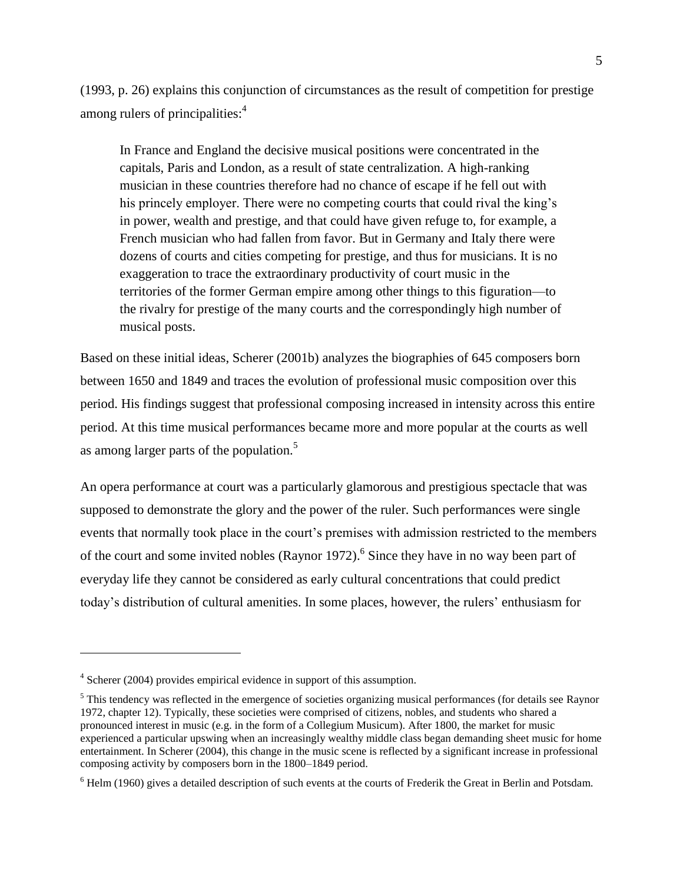(1993, p. 26) explains this conjunction of circumstances as the result of competition for prestige among rulers of principalities:[4]

> In France and England the decisive musical positions were concentrated in the capitals, Paris and London, as a result of state centralization. A high-ranking musician in these countries therefore had no chance of escape if he fell out with his princely employer. There were no competing courts that could rival the king's in power, wealth and prestige, and that could have given refuge to, for example, a French musician who had fallen from favor. But in Germany and Italy there were dozens of courts and cities competing for prestige, and thus for musicians. It is no exaggeration to trace the extraordinary productivity of court music in the territories of the former German empire among other things to this figuration—to the rivalry for prestige of the many courts and the correspondingly high number of musical posts.

Based on these initial ideas, Scherer (2001b) analyzes the biographies of 645 composers born between 1650 and 1849 and traces the evolution of professional music composition over this period. His findings suggest that professional composing increased in intensity across this entire period. At this time musical performances became more and more popular at the courts as well as among larger parts of the population.[5]

An opera performance at court was a particularly glamorous and prestigious spectacle that was supposed to demonstrate the glory and the power of the ruler. Such performances were single events that normally took place in the court's premises with admission restricted to the members of the court and some invited nobles (Raynor 1972).[6] Since they have in no way been part of everyday life they cannot be considered as early cultural concentrations that could predict today's distribution of cultural amenities. In some places, however, the rulers' enthusiasm for

---

[4] Scherer (2004) provides empirical evidence in support of this assumption.

[5] This tendency was reflected in the emergence of societies organizing musical performances (for details see Raynor 1972, chapter 12). Typically, these societies were comprised of citizens, nobles, and students who shared a pronounced interest in music (e.g. in the form of a Collegium Musicum). After 1800, the market for music experienced a particular upswing when an increasingly wealthy middle class began demanding sheet music for home entertainment. In Scherer (2004), this change in the music scene is reflected by a significant increase in professional composing activity by composers born in the 1800–1849 period.

[6] Helm (1960) gives a detailed description of such events at the courts of Frederik the Great in Berlin and Potsdam.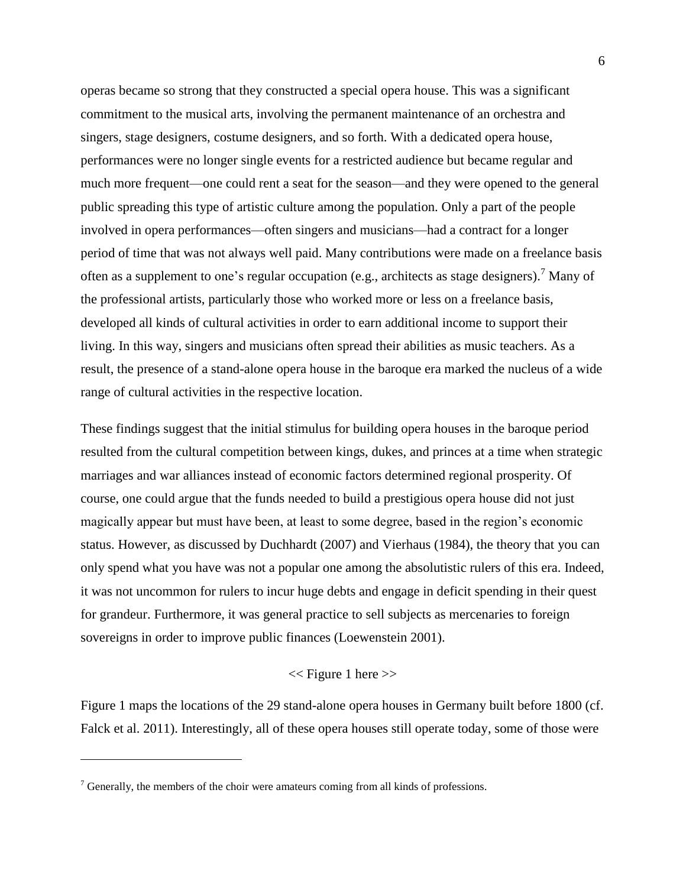operas became so strong that they constructed a special opera house. This was a significant commitment to the musical arts, involving the permanent maintenance of an orchestra and singers, stage designers, costume designers, and so forth. With a dedicated opera house, performances were no longer single events for a restricted audience but became regular and much more frequent—one could rent a seat for the season—and they were opened to the general public spreading this type of artistic culture among the population. Only a part of the people involved in opera performances—often singers and musicians—had a contract for a longer period of time that was not always well paid. Many contributions were made on a freelance basis often as a supplement to one's regular occupation (e.g., architects as stage designers).[7] Many of the professional artists, particularly those who worked more or less on a freelance basis, developed all kinds of cultural activities in order to earn additional income to support their living. In this way, singers and musicians often spread their abilities as music teachers. As a result, the presence of a stand-alone opera house in the baroque era marked the nucleus of a wide range of cultural activities in the respective location.

These findings suggest that the initial stimulus for building opera houses in the baroque period resulted from the cultural competition between kings, dukes, and princes at a time when strategic marriages and war alliances instead of economic factors determined regional prosperity. Of course, one could argue that the funds needed to build a prestigious opera house did not just magically appear but must have been, at least to some degree, based in the region's economic status. However, as discussed by Duchhardt (2007) and Vierhaus (1984), the theory that you can only spend what you have was not a popular one among the absolutistic rulers of this era. Indeed, it was not uncommon for rulers to incur huge debts and engage in deficit spending in their quest for grandeur. Furthermore, it was general practice to sell subjects as mercenaries to foreign sovereigns in order to improve public finances (Loewenstein 2001).

<< Figure 1 here >>

Figure 1 maps the locations of the 29 stand-alone opera houses in Germany built before 1800 (cf. Falck et al. 2011). Interestingly, all of these opera houses still operate today, some of those were

---

[7] Generally, the members of the choir were amateurs coming from all kinds of professions.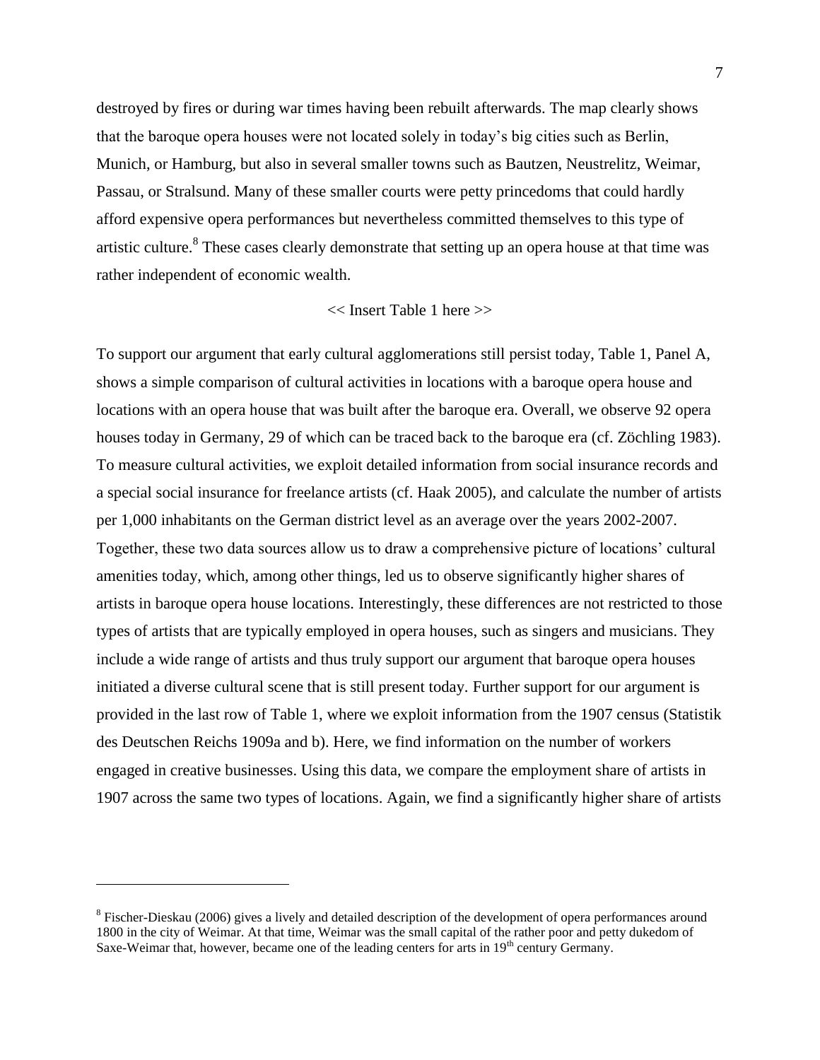destroyed by fires or during war times having been rebuilt afterwards. The map clearly shows that the baroque opera houses were not located solely in today's big cities such as Berlin, Munich, or Hamburg, but also in several smaller towns such as Bautzen, Neustrelitz, Weimar, Passau, or Stralsund. Many of these smaller courts were petty princedoms that could hardly afford expensive opera performances but nevertheless committed themselves to this type of artistic culture.[8] These cases clearly demonstrate that setting up an opera house at that time was rather independent of economic wealth.

<< Insert Table 1 here >>

To support our argument that early cultural agglomerations still persist today, Table 1, Panel A, shows a simple comparison of cultural activities in locations with a baroque opera house and locations with an opera house that was built after the baroque era. Overall, we observe 92 opera houses today in Germany, 29 of which can be traced back to the baroque era (cf. Zöchling 1983). To measure cultural activities, we exploit detailed information from social insurance records and a special social insurance for freelance artists (cf. Haak 2005), and calculate the number of artists per 1,000 inhabitants on the German district level as an average over the years 2002-2007. Together, these two data sources allow us to draw a comprehensive picture of locations' cultural amenities today, which, among other things, led us to observe significantly higher shares of artists in baroque opera house locations. Interestingly, these differences are not restricted to those types of artists that are typically employed in opera houses, such as singers and musicians. They include a wide range of artists and thus truly support our argument that baroque opera houses initiated a diverse cultural scene that is still present today. Further support for our argument is provided in the last row of Table 1, where we exploit information from the 1907 census (Statistik des Deutschen Reichs 1909a and b). Here, we find information on the number of workers engaged in creative businesses. Using this data, we compare the employment share of artists in 1907 across the same two types of locations. Again, we find a significantly higher share of artists

[8] Fischer-Dieskau (2006) gives a lively and detailed description of the development of opera performances around 1800 in the city of Weimar. At that time, Weimar was the small capital of the rather poor and petty dukedom of Saxe-Weimar that, however, became one of the leading centers for arts in 19th century Germany.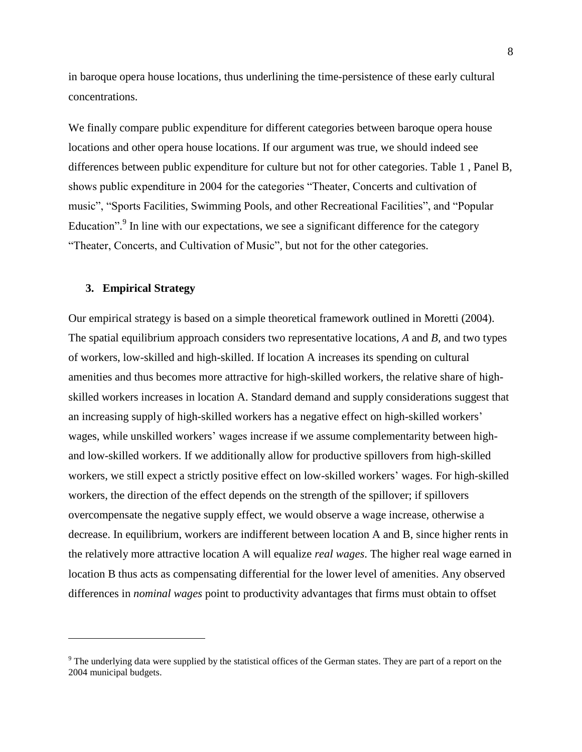in baroque opera house locations, thus underlining the time-persistence of these early cultural concentrations.

We finally compare public expenditure for different categories between baroque opera house locations and other opera house locations. If our argument was true, we should indeed see differences between public expenditure for culture but not for other categories. Table 1 , Panel B, shows public expenditure in 2004 for the categories "Theater, Concerts and cultivation of music", "Sports Facilities, Swimming Pools, and other Recreational Facilities", and "Popular Education".[9] In line with our expectations, we see a significant difference for the category "Theater, Concerts, and Cultivation of Music", but not for the other categories.

## 3. Empirical Strategy

Our empirical strategy is based on a simple theoretical framework outlined in Moretti (2004). The spatial equilibrium approach considers two representative locations, *A* and *B*, and two types of workers, low-skilled and high-skilled. If location A increases its spending on cultural amenities and thus becomes more attractive for high-skilled workers, the relative share of high-skilled workers increases in location A. Standard demand and supply considerations suggest that an increasing supply of high-skilled workers has a negative effect on high-skilled workers' wages, while unskilled workers' wages increase if we assume complementarity between high- and low-skilled workers. If we additionally allow for productive spillovers from high-skilled workers, we still expect a strictly positive effect on low-skilled workers' wages. For high-skilled workers, the direction of the effect depends on the strength of the spillover; if spillovers overcompensate the negative supply effect, we would observe a wage increase, otherwise a decrease. In equilibrium, workers are indifferent between location A and B, since higher rents in the relatively more attractive location A will equalize *real wages*. The higher real wage earned in location B thus acts as compensating differential for the lower level of amenities. Any observed differences in *nominal wages* point to productivity advantages that firms must obtain to offset

[9] The underlying data were supplied by the statistical offices of the German states. They are part of a report on the 2004 municipal budgets.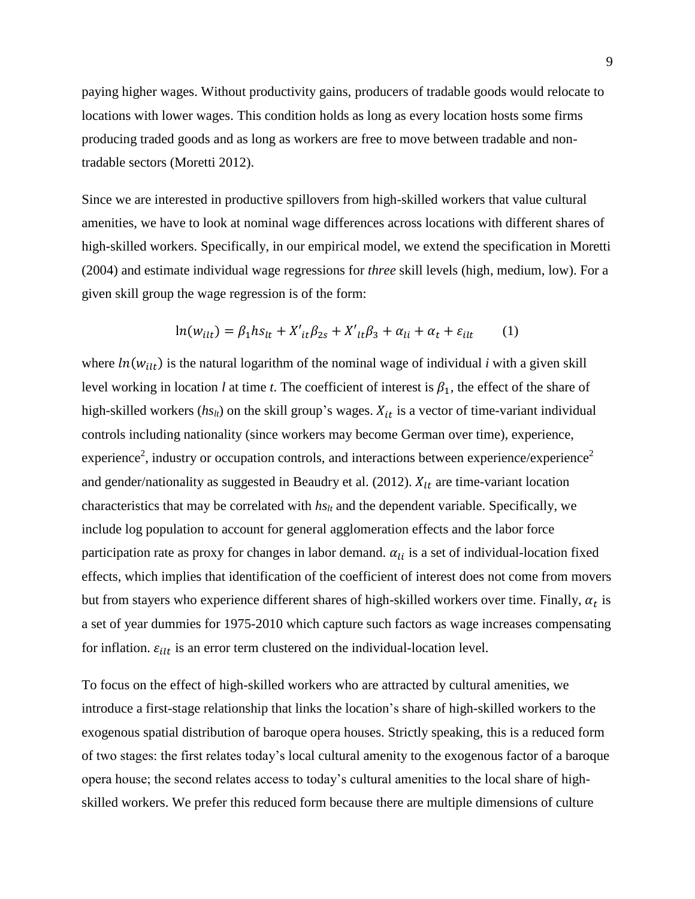paying higher wages. Without productivity gains, producers of tradable goods would relocate to locations with lower wages. This condition holds as long as every location hosts some firms producing traded goods and as long as workers are free to move between tradable and non-tradable sectors (Moretti 2012).

Since we are interested in productive spillovers from high-skilled workers that value cultural amenities, we have to look at nominal wage differences across locations with different shares of high-skilled workers. Specifically, in our empirical model, we extend the specification in Moretti (2004) and estimate individual wage regressions for *three* skill levels (high, medium, low). For a given skill group the wage regression is of the form:

$$\ln(w_{ilt}) = \beta_1 hs_{lt} + X'_{it}\beta_{2s} + X'_{lt}\beta_3 + \alpha_{li} + \alpha_t + \varepsilon_{ilt} \qquad (1)$$

where $ln(w_{ilt})$ is the natural logarithm of the nominal wage of individual *i* with a given skill level working in location *l* at time *t*. The coefficient of interest is $\beta_1$, the effect of the share of high-skilled workers ($hs_{lt}$) on the skill group's wages. $X_{it}$ is a vector of time-variant individual controls including nationality (since workers may become German over time), experience, experience$^2$, industry or occupation controls, and interactions between experience/experience$^2$ and gender/nationality as suggested in Beaudry et al. (2012). $X_{lt}$ are time-variant location characteristics that may be correlated with $hs_{lt}$ and the dependent variable. Specifically, we include log population to account for general agglomeration effects and the labor force participation rate as proxy for changes in labor demand. $\alpha_{li}$ is a set of individual-location fixed effects, which implies that identification of the coefficient of interest does not come from movers but from stayers who experience different shares of high-skilled workers over time. Finally, $\alpha_t$ is a set of year dummies for 1975-2010 which capture such factors as wage increases compensating for inflation. $\varepsilon_{ilt}$ is an error term clustered on the individual-location level.

To focus on the effect of high-skilled workers who are attracted by cultural amenities, we introduce a first-stage relationship that links the location's share of high-skilled workers to the exogenous spatial distribution of baroque opera houses. Strictly speaking, this is a reduced form of two stages: the first relates today's local cultural amenity to the exogenous factor of a baroque opera house; the second relates access to today's cultural amenities to the local share of high-skilled workers. We prefer this reduced form because there are multiple dimensions of culture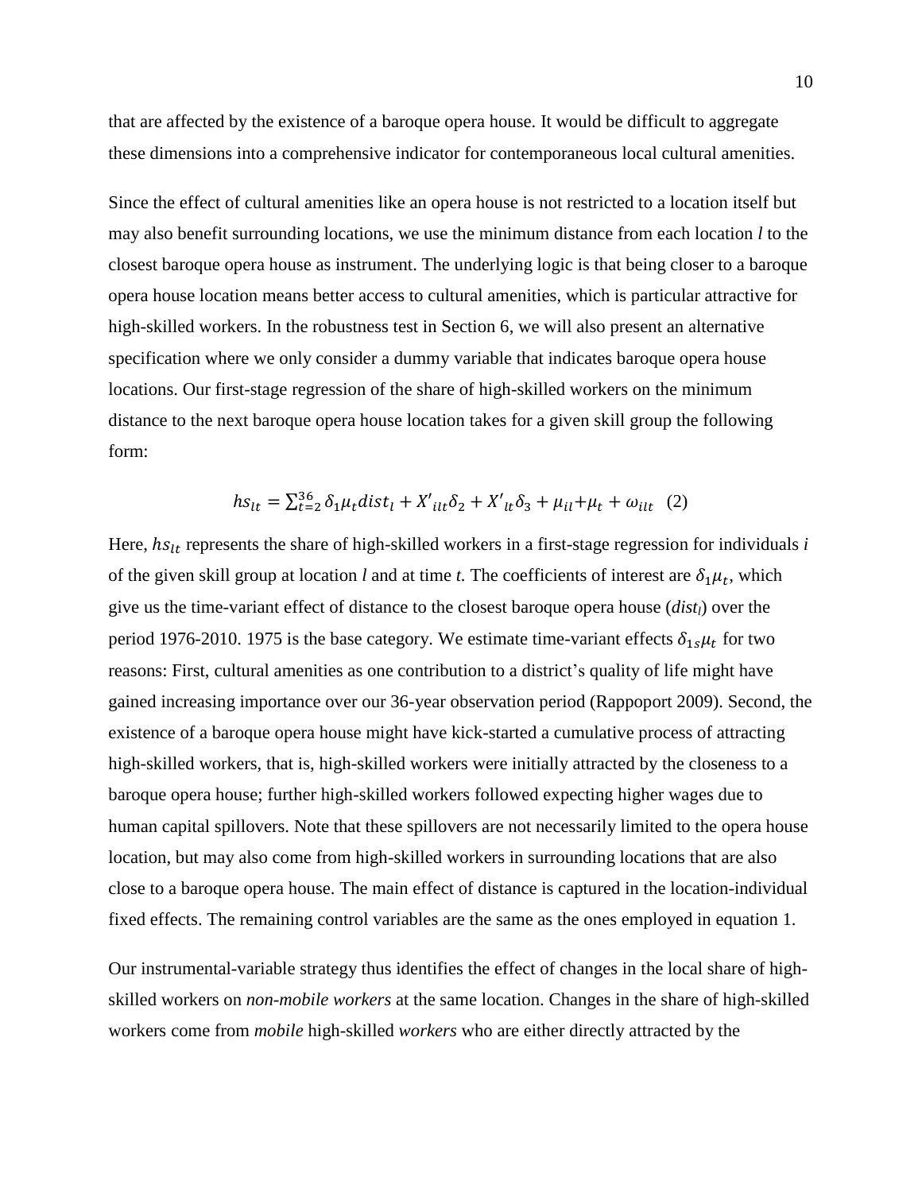that are affected by the existence of a baroque opera house. It would be difficult to aggregate these dimensions into a comprehensive indicator for contemporaneous local cultural amenities.

Since the effect of cultural amenities like an opera house is not restricted to a location itself but may also benefit surrounding locations, we use the minimum distance from each location *l* to the closest baroque opera house as instrument. The underlying logic is that being closer to a baroque opera house location means better access to cultural amenities, which is particular attractive for high-skilled workers. In the robustness test in Section 6, we will also present an alternative specification where we only consider a dummy variable that indicates baroque opera house locations. Our first-stage regression of the share of high-skilled workers on the minimum distance to the next baroque opera house location takes for a given skill group the following form:

$$hs_{lt} = \sum_{t=2}^{36} \delta_1 \mu_t dist_l + X'_{ilt}\delta_2 + X'_{lt}\delta_3 + \mu_{il} + \mu_t + \omega_{ilt} \quad (2)$$

Here, $hs_{lt}$ represents the share of high-skilled workers in a first-stage regression for individuals *i* of the given skill group at location *l* and at time *t.* The coefficients of interest are $\delta_1 \mu_t$, which give us the time-variant effect of distance to the closest baroque opera house ($dist_l$) over the period 1976-2010. 1975 is the base category. We estimate time-variant effects $\delta_{1s}\mu_t$ for two reasons: First, cultural amenities as one contribution to a district's quality of life might have gained increasing importance over our 36-year observation period (Rappoport 2009). Second, the existence of a baroque opera house might have kick-started a cumulative process of attracting high-skilled workers, that is, high-skilled workers were initially attracted by the closeness to a baroque opera house; further high-skilled workers followed expecting higher wages due to human capital spillovers. Note that these spillovers are not necessarily limited to the opera house location, but may also come from high-skilled workers in surrounding locations that are also close to a baroque opera house. The main effect of distance is captured in the location-individual fixed effects. The remaining control variables are the same as the ones employed in equation 1.

Our instrumental-variable strategy thus identifies the effect of changes in the local share of high-skilled workers on *non-mobile workers* at the same location. Changes in the share of high-skilled workers come from *mobile* high-skilled *workers* who are either directly attracted by the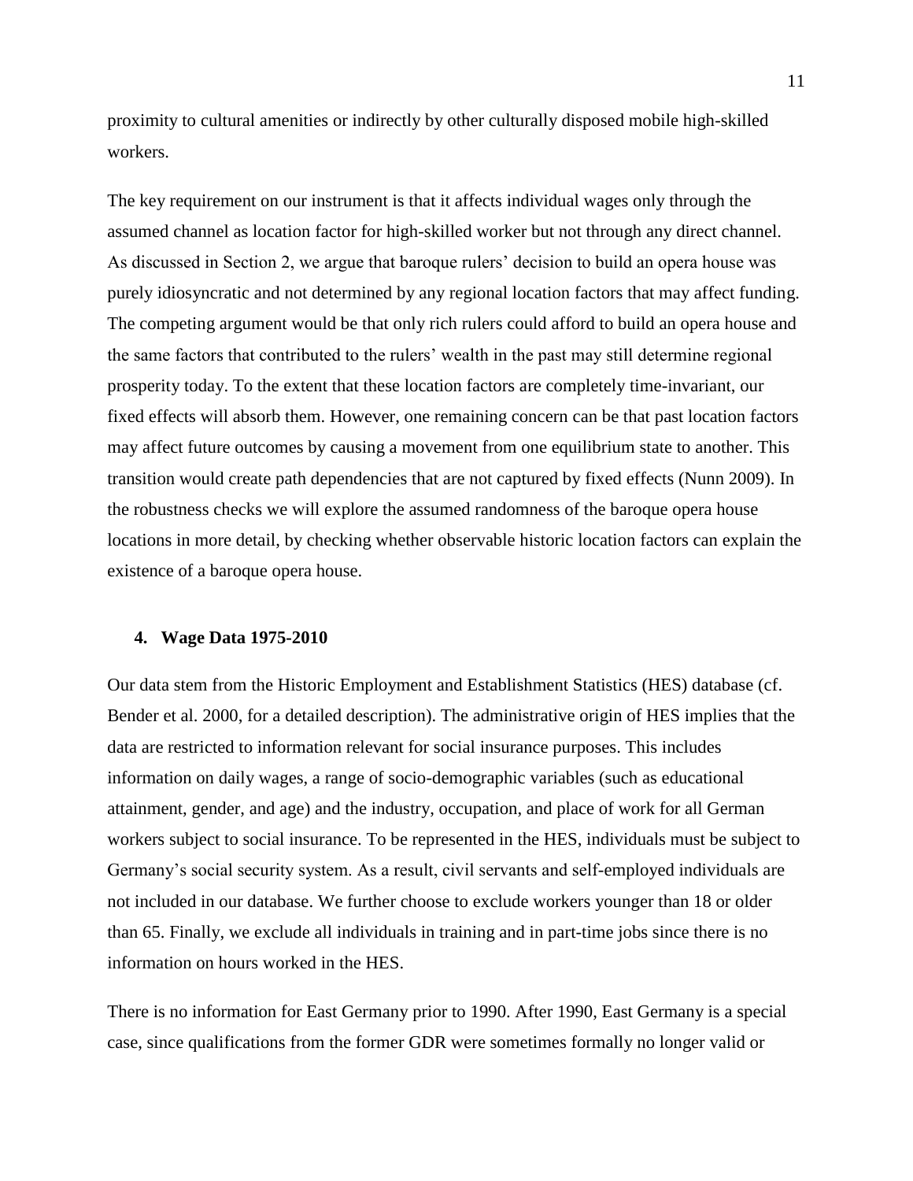proximity to cultural amenities or indirectly by other culturally disposed mobile high-skilled workers.

The key requirement on our instrument is that it affects individual wages only through the assumed channel as location factor for high-skilled worker but not through any direct channel. As discussed in Section 2, we argue that baroque rulers' decision to build an opera house was purely idiosyncratic and not determined by any regional location factors that may affect funding. The competing argument would be that only rich rulers could afford to build an opera house and the same factors that contributed to the rulers' wealth in the past may still determine regional prosperity today. To the extent that these location factors are completely time-invariant, our fixed effects will absorb them. However, one remaining concern can be that past location factors may affect future outcomes by causing a movement from one equilibrium state to another. This transition would create path dependencies that are not captured by fixed effects (Nunn 2009). In the robustness checks we will explore the assumed randomness of the baroque opera house locations in more detail, by checking whether observable historic location factors can explain the existence of a baroque opera house.

## 4. Wage Data 1975-2010

Our data stem from the Historic Employment and Establishment Statistics (HES) database (cf. Bender et al. 2000, for a detailed description). The administrative origin of HES implies that the data are restricted to information relevant for social insurance purposes. This includes information on daily wages, a range of socio-demographic variables (such as educational attainment, gender, and age) and the industry, occupation, and place of work for all German workers subject to social insurance. To be represented in the HES, individuals must be subject to Germany's social security system. As a result, civil servants and self-employed individuals are not included in our database. We further choose to exclude workers younger than 18 or older than 65. Finally, we exclude all individuals in training and in part-time jobs since there is no information on hours worked in the HES.

There is no information for East Germany prior to 1990. After 1990, East Germany is a special case, since qualifications from the former GDR were sometimes formally no longer valid or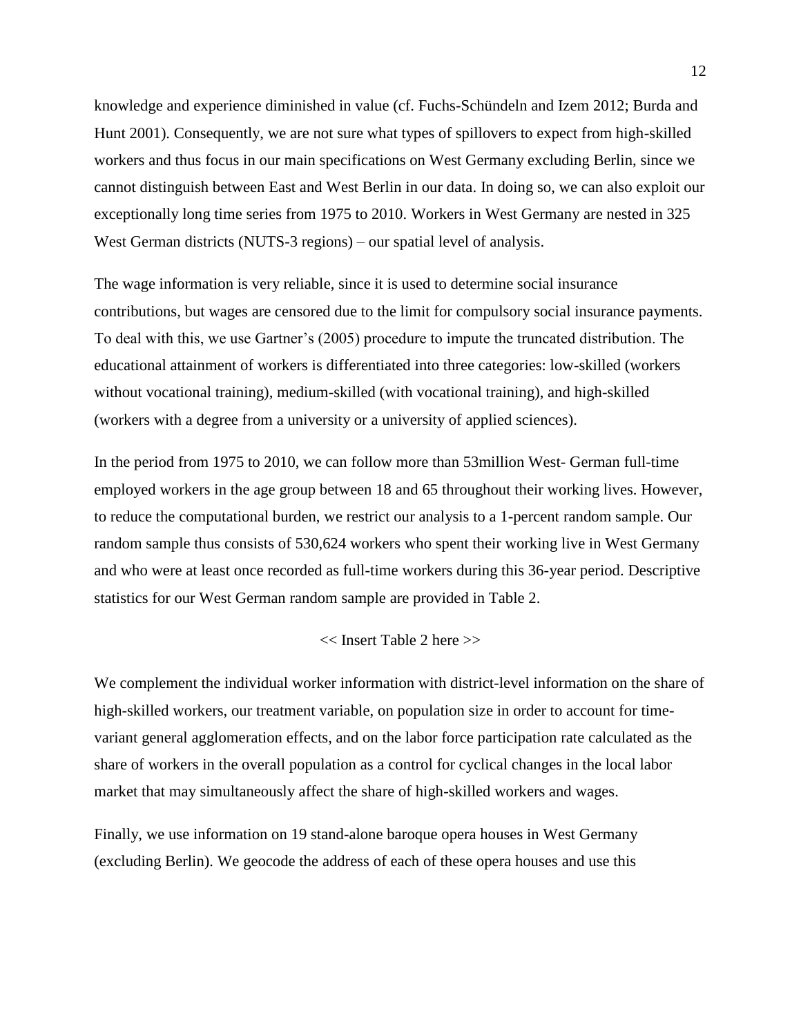knowledge and experience diminished in value (cf. Fuchs-Schündeln and Izem 2012; Burda and Hunt 2001). Consequently, we are not sure what types of spillovers to expect from high-skilled workers and thus focus in our main specifications on West Germany excluding Berlin, since we cannot distinguish between East and West Berlin in our data. In doing so, we can also exploit our exceptionally long time series from 1975 to 2010. Workers in West Germany are nested in 325 West German districts (NUTS-3 regions) – our spatial level of analysis.

The wage information is very reliable, since it is used to determine social insurance contributions, but wages are censored due to the limit for compulsory social insurance payments. To deal with this, we use Gartner's (2005) procedure to impute the truncated distribution. The educational attainment of workers is differentiated into three categories: low-skilled (workers without vocational training), medium-skilled (with vocational training), and high-skilled (workers with a degree from a university or a university of applied sciences).

In the period from 1975 to 2010, we can follow more than 53million West- German full-time employed workers in the age group between 18 and 65 throughout their working lives. However, to reduce the computational burden, we restrict our analysis to a 1-percent random sample. Our random sample thus consists of 530,624 workers who spent their working live in West Germany and who were at least once recorded as full-time workers during this 36-year period. Descriptive statistics for our West German random sample are provided in Table 2.

<< Insert Table 2 here >>

We complement the individual worker information with district-level information on the share of high-skilled workers, our treatment variable, on population size in order to account for time-variant general agglomeration effects, and on the labor force participation rate calculated as the share of workers in the overall population as a control for cyclical changes in the local labor market that may simultaneously affect the share of high-skilled workers and wages.

Finally, we use information on 19 stand-alone baroque opera houses in West Germany (excluding Berlin). We geocode the address of each of these opera houses and use this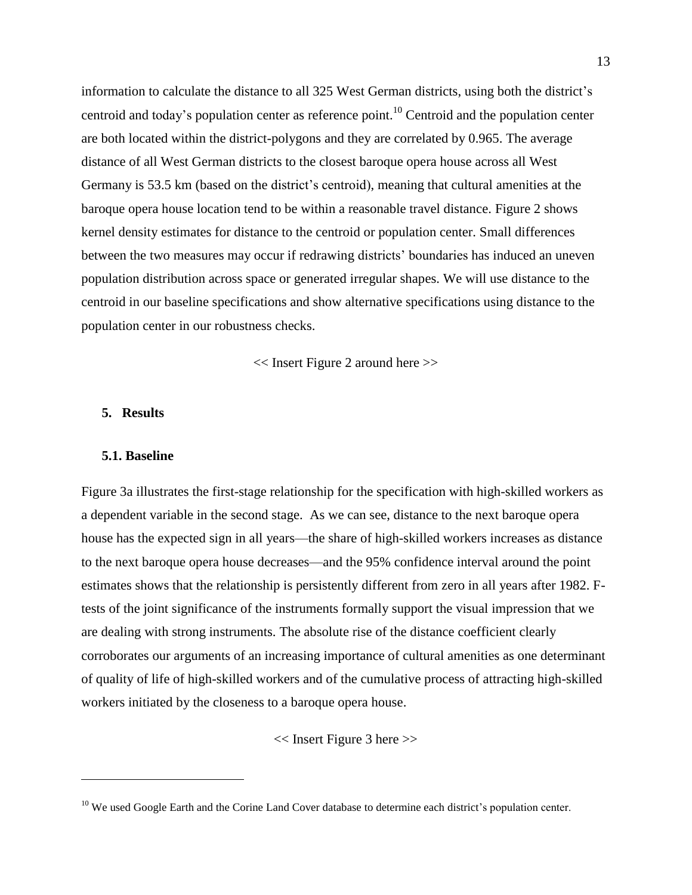information to calculate the distance to all 325 West German districts, using both the district's centroid and today's population center as reference point.[10] Centroid and the population center are both located within the district-polygons and they are correlated by 0.965. The average distance of all West German districts to the closest baroque opera house across all West Germany is 53.5 km (based on the district's centroid), meaning that cultural amenities at the baroque opera house location tend to be within a reasonable travel distance. Figure 2 shows kernel density estimates for distance to the centroid or population center. Small differences between the two measures may occur if redrawing districts' boundaries has induced an uneven population distribution across space or generated irregular shapes. We will use distance to the centroid in our baseline specifications and show alternative specifications using distance to the population center in our robustness checks.

<< Insert Figure 2 around here >>

## 5. Results

### 5.1. Baseline

Figure 3a illustrates the first-stage relationship for the specification with high-skilled workers as a dependent variable in the second stage. As we can see, distance to the next baroque opera house has the expected sign in all years—the share of high-skilled workers increases as distance to the next baroque opera house decreases—and the 95% confidence interval around the point estimates shows that the relationship is persistently different from zero in all years after 1982. F-tests of the joint significance of the instruments formally support the visual impression that we are dealing with strong instruments. The absolute rise of the distance coefficient clearly corroborates our arguments of an increasing importance of cultural amenities as one determinant of quality of life of high-skilled workers and of the cumulative process of attracting high-skilled workers initiated by the closeness to a baroque opera house.

<< Insert Figure 3 here >>

[10] We used Google Earth and the Corine Land Cover database to determine each district's population center.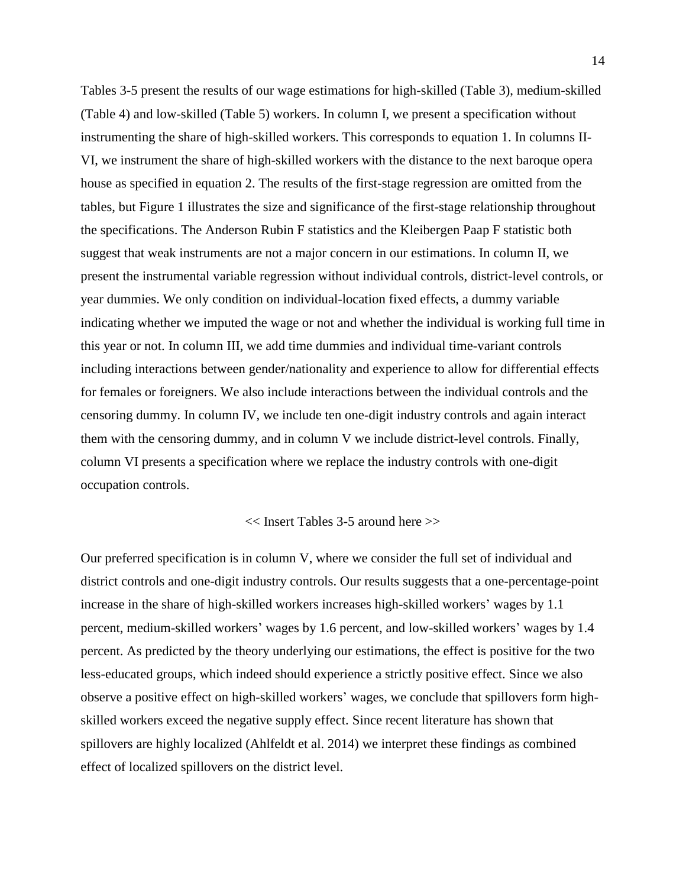Tables 3-5 present the results of our wage estimations for high-skilled (Table 3), medium-skilled (Table 4) and low-skilled (Table 5) workers. In column I, we present a specification without instrumenting the share of high-skilled workers. This corresponds to equation 1. In columns II-VI, we instrument the share of high-skilled workers with the distance to the next baroque opera house as specified in equation 2. The results of the first-stage regression are omitted from the tables, but Figure 1 illustrates the size and significance of the first-stage relationship throughout the specifications. The Anderson Rubin F statistics and the Kleibergen Paap F statistic both suggest that weak instruments are not a major concern in our estimations. In column II, we present the instrumental variable regression without individual controls, district-level controls, or year dummies. We only condition on individual-location fixed effects, a dummy variable indicating whether we imputed the wage or not and whether the individual is working full time in this year or not. In column III, we add time dummies and individual time-variant controls including interactions between gender/nationality and experience to allow for differential effects for females or foreigners. We also include interactions between the individual controls and the censoring dummy. In column IV, we include ten one-digit industry controls and again interact them with the censoring dummy, and in column V we include district-level controls. Finally, column VI presents a specification where we replace the industry controls with one-digit occupation controls.

<< Insert Tables 3-5 around here >>

Our preferred specification is in column V, where we consider the full set of individual and district controls and one-digit industry controls. Our results suggests that a one-percentage-point increase in the share of high-skilled workers increases high-skilled workers' wages by 1.1 percent, medium-skilled workers' wages by 1.6 percent, and low-skilled workers' wages by 1.4 percent. As predicted by the theory underlying our estimations, the effect is positive for the two less-educated groups, which indeed should experience a strictly positive effect. Since we also observe a positive effect on high-skilled workers' wages, we conclude that spillovers form high-skilled workers exceed the negative supply effect. Since recent literature has shown that spillovers are highly localized (Ahlfeldt et al. 2014) we interpret these findings as combined effect of localized spillovers on the district level.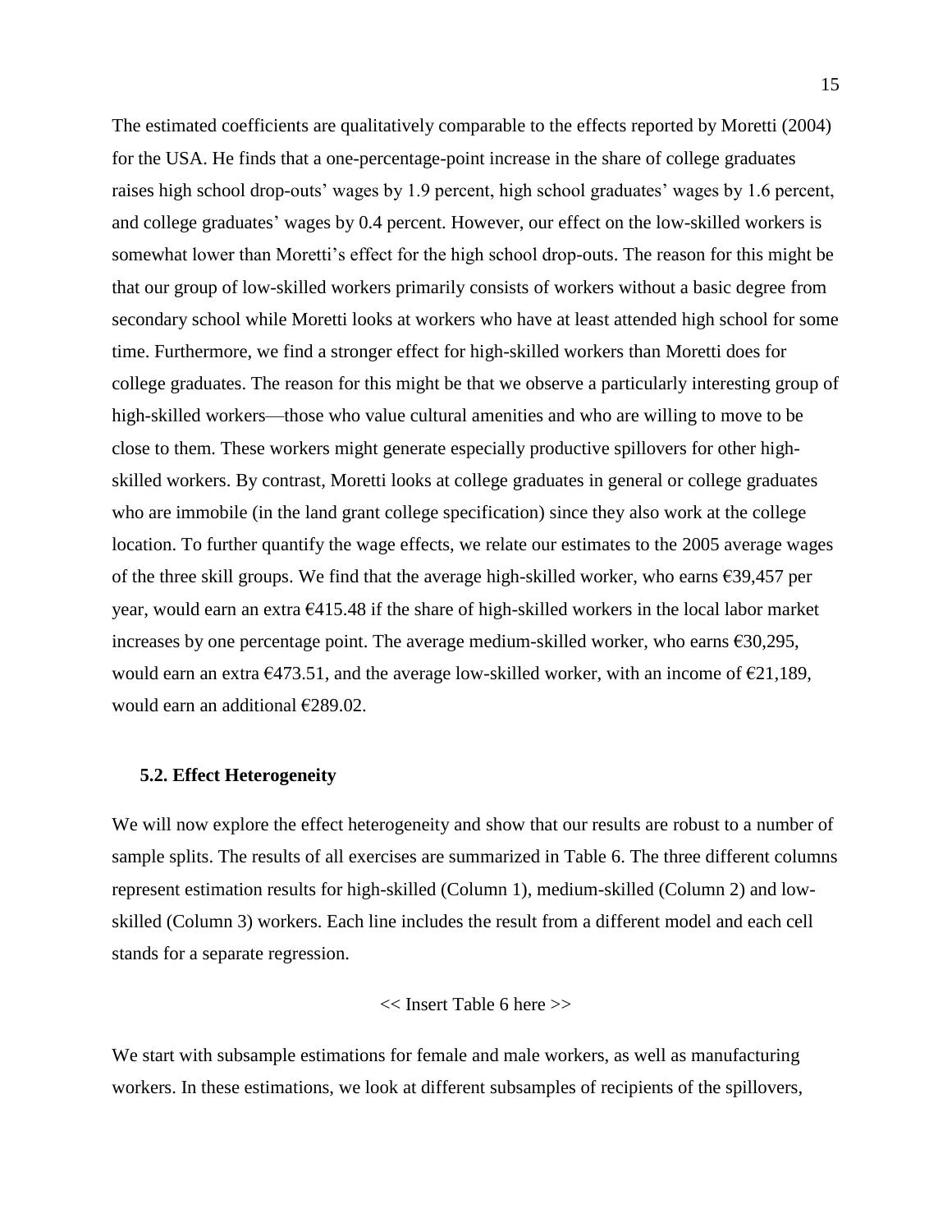The estimated coefficients are qualitatively comparable to the effects reported by Moretti (2004) for the USA. He finds that a one-percentage-point increase in the share of college graduates raises high school drop-outs' wages by 1.9 percent, high school graduates' wages by 1.6 percent, and college graduates' wages by 0.4 percent. However, our effect on the low-skilled workers is somewhat lower than Moretti's effect for the high school drop-outs. The reason for this might be that our group of low-skilled workers primarily consists of workers without a basic degree from secondary school while Moretti looks at workers who have at least attended high school for some time. Furthermore, we find a stronger effect for high-skilled workers than Moretti does for college graduates. The reason for this might be that we observe a particularly interesting group of high-skilled workers—those who value cultural amenities and who are willing to move to be close to them. These workers might generate especially productive spillovers for other high-skilled workers. By contrast, Moretti looks at college graduates in general or college graduates who are immobile (in the land grant college specification) since they also work at the college location. To further quantify the wage effects, we relate our estimates to the 2005 average wages of the three skill groups. We find that the average high-skilled worker, who earns €39,457 per year, would earn an extra €415.48 if the share of high-skilled workers in the local labor market increases by one percentage point. The average medium-skilled worker, who earns €30,295, would earn an extra €473.51, and the average low-skilled worker, with an income of €21,189, would earn an additional €289.02.

### 5.2. Effect Heterogeneity

We will now explore the effect heterogeneity and show that our results are robust to a number of sample splits. The results of all exercises are summarized in Table 6. The three different columns represent estimation results for high-skilled (Column 1), medium-skilled (Column 2) and low-skilled (Column 3) workers. Each line includes the result from a different model and each cell stands for a separate regression.

<< Insert Table 6 here >>

We start with subsample estimations for female and male workers, as well as manufacturing workers. In these estimations, we look at different subsamples of recipients of the spillovers,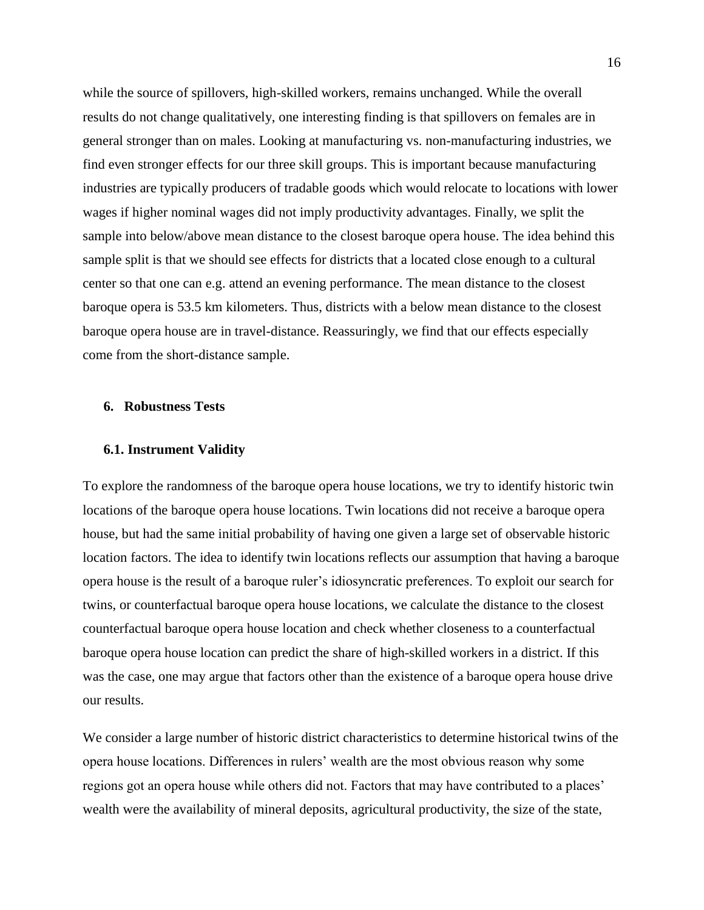while the source of spillovers, high-skilled workers, remains unchanged. While the overall results do not change qualitatively, one interesting finding is that spillovers on females are in general stronger than on males. Looking at manufacturing vs. non-manufacturing industries, we find even stronger effects for our three skill groups. This is important because manufacturing industries are typically producers of tradable goods which would relocate to locations with lower wages if higher nominal wages did not imply productivity advantages. Finally, we split the sample into below/above mean distance to the closest baroque opera house. The idea behind this sample split is that we should see effects for districts that a located close enough to a cultural center so that one can e.g. attend an evening performance. The mean distance to the closest baroque opera is 53.5 km kilometers. Thus, districts with a below mean distance to the closest baroque opera house are in travel-distance. Reassuringly, we find that our effects especially come from the short-distance sample.

## 6. Robustness Tests

### 6.1. Instrument Validity

To explore the randomness of the baroque opera house locations, we try to identify historic twin locations of the baroque opera house locations. Twin locations did not receive a baroque opera house, but had the same initial probability of having one given a large set of observable historic location factors. The idea to identify twin locations reflects our assumption that having a baroque opera house is the result of a baroque ruler's idiosyncratic preferences. To exploit our search for twins, or counterfactual baroque opera house locations, we calculate the distance to the closest counterfactual baroque opera house location and check whether closeness to a counterfactual baroque opera house location can predict the share of high-skilled workers in a district. If this was the case, one may argue that factors other than the existence of a baroque opera house drive our results.

We consider a large number of historic district characteristics to determine historical twins of the opera house locations. Differences in rulers' wealth are the most obvious reason why some regions got an opera house while others did not. Factors that may have contributed to a places' wealth were the availability of mineral deposits, agricultural productivity, the size of the state,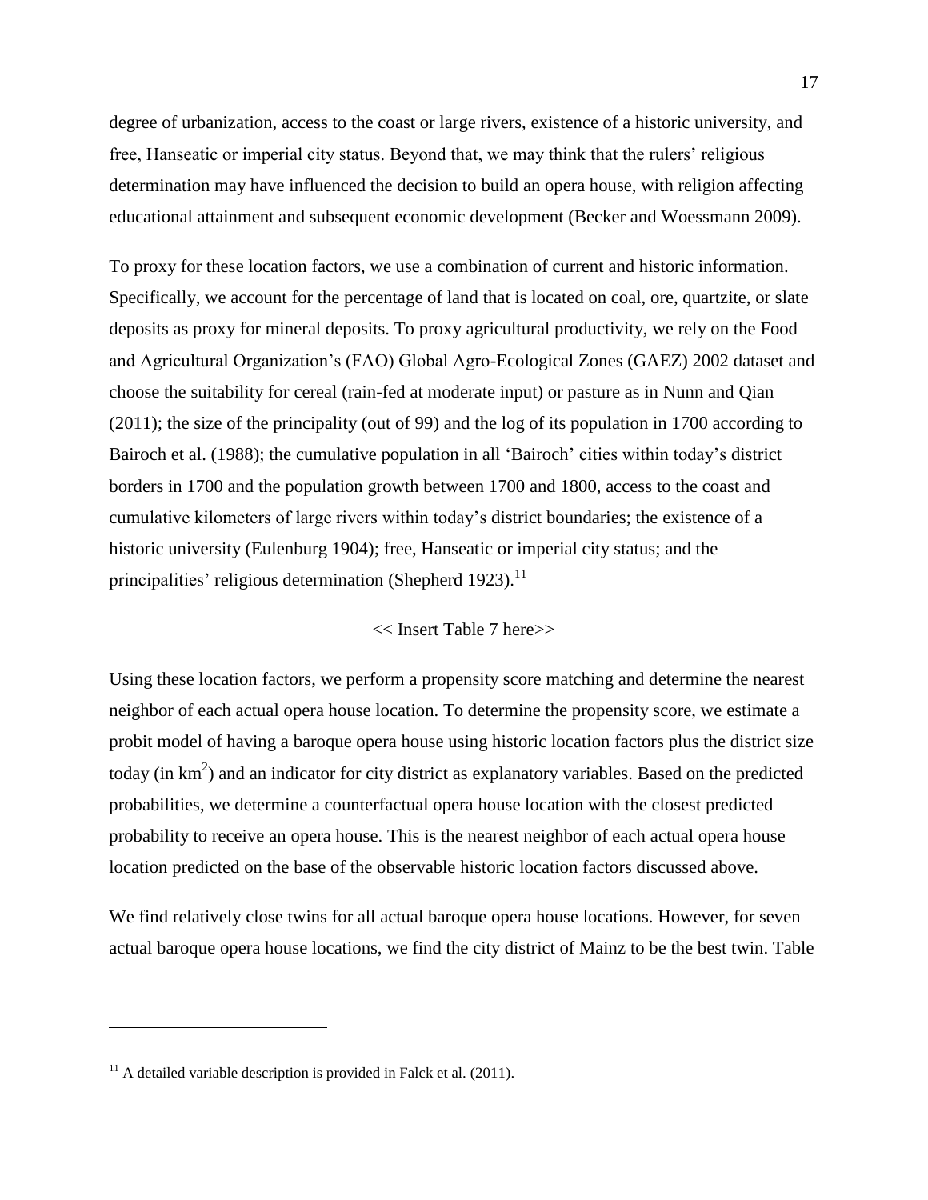degree of urbanization, access to the coast or large rivers, existence of a historic university, and free, Hanseatic or imperial city status. Beyond that, we may think that the rulers' religious determination may have influenced the decision to build an opera house, with religion affecting educational attainment and subsequent economic development (Becker and Woessmann 2009).

To proxy for these location factors, we use a combination of current and historic information. Specifically, we account for the percentage of land that is located on coal, ore, quartzite, or slate deposits as proxy for mineral deposits. To proxy agricultural productivity, we rely on the Food and Agricultural Organization's (FAO) Global Agro-Ecological Zones (GAEZ) 2002 dataset and choose the suitability for cereal (rain-fed at moderate input) or pasture as in Nunn and Qian (2011); the size of the principality (out of 99) and the log of its population in 1700 according to Bairoch et al. (1988); the cumulative population in all 'Bairoch' cities within today's district borders in 1700 and the population growth between 1700 and 1800, access to the coast and cumulative kilometers of large rivers within today's district boundaries; the existence of a historic university (Eulenburg 1904); free, Hanseatic or imperial city status; and the principalities' religious determination (Shepherd 1923).[11]

<< Insert Table 7 here>>

Using these location factors, we perform a propensity score matching and determine the nearest neighbor of each actual opera house location. To determine the propensity score, we estimate a probit model of having a baroque opera house using historic location factors plus the district size today (in $km^2$) and an indicator for city district as explanatory variables. Based on the predicted probabilities, we determine a counterfactual opera house location with the closest predicted probability to receive an opera house. This is the nearest neighbor of each actual opera house location predicted on the base of the observable historic location factors discussed above.

We find relatively close twins for all actual baroque opera house locations. However, for seven actual baroque opera house locations, we find the city district of Mainz to be the best twin. Table

[11] A detailed variable description is provided in Falck et al. (2011).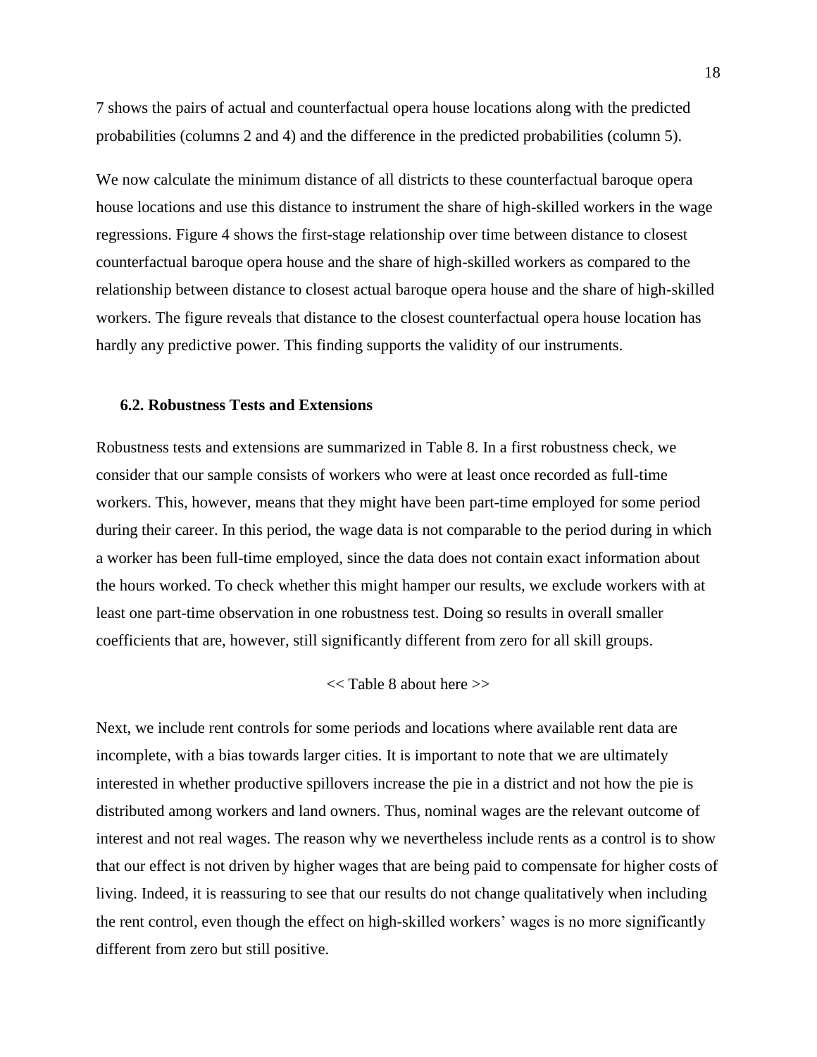7 shows the pairs of actual and counterfactual opera house locations along with the predicted probabilities (columns 2 and 4) and the difference in the predicted probabilities (column 5).

We now calculate the minimum distance of all districts to these counterfactual baroque opera house locations and use this distance to instrument the share of high-skilled workers in the wage regressions. Figure 4 shows the first-stage relationship over time between distance to closest counterfactual baroque opera house and the share of high-skilled workers as compared to the relationship between distance to closest actual baroque opera house and the share of high-skilled workers. The figure reveals that distance to the closest counterfactual opera house location has hardly any predictive power. This finding supports the validity of our instruments.

### 6.2. Robustness Tests and Extensions

Robustness tests and extensions are summarized in Table 8. In a first robustness check, we consider that our sample consists of workers who were at least once recorded as full-time workers. This, however, means that they might have been part-time employed for some period during their career. In this period, the wage data is not comparable to the period during in which a worker has been full-time employed, since the data does not contain exact information about the hours worked. To check whether this might hamper our results, we exclude workers with at least one part-time observation in one robustness test. Doing so results in overall smaller coefficients that are, however, still significantly different from zero for all skill groups.

<< Table 8 about here >>

Next, we include rent controls for some periods and locations where available rent data are incomplete, with a bias towards larger cities. It is important to note that we are ultimately interested in whether productive spillovers increase the pie in a district and not how the pie is distributed among workers and land owners. Thus, nominal wages are the relevant outcome of interest and not real wages. The reason why we nevertheless include rents as a control is to show that our effect is not driven by higher wages that are being paid to compensate for higher costs of living. Indeed, it is reassuring to see that our results do not change qualitatively when including the rent control, even though the effect on high-skilled workers' wages is no more significantly different from zero but still positive.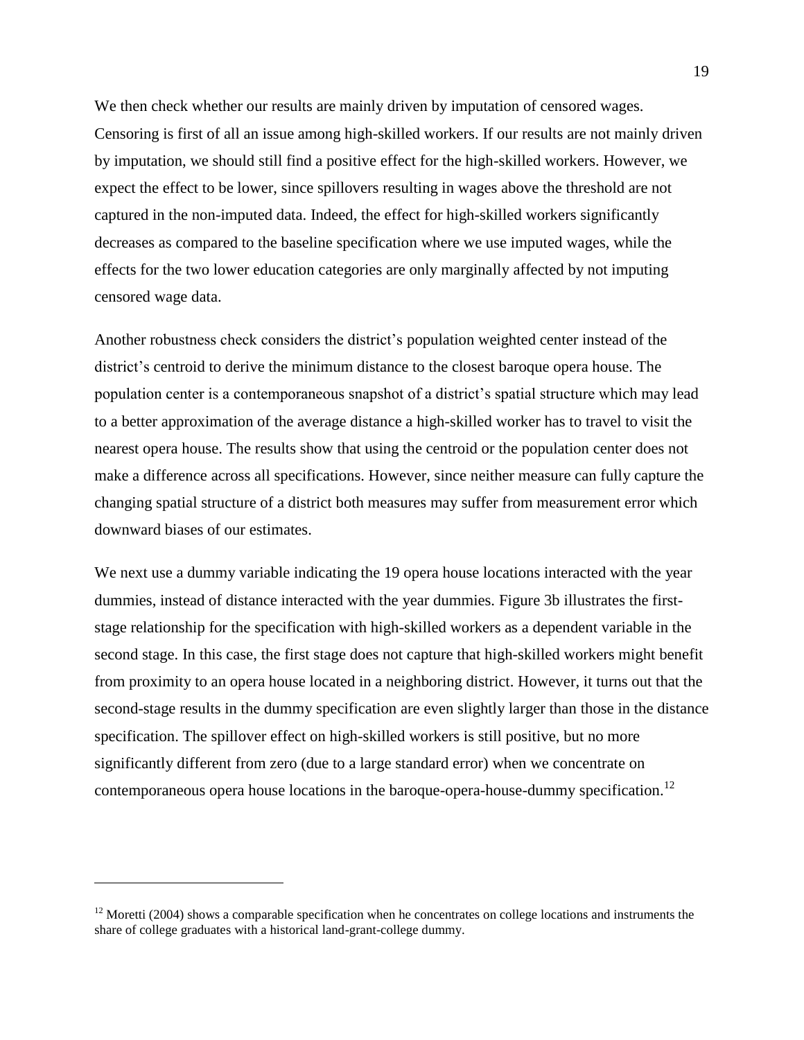We then check whether our results are mainly driven by imputation of censored wages. Censoring is first of all an issue among high-skilled workers. If our results are not mainly driven by imputation, we should still find a positive effect for the high-skilled workers. However, we expect the effect to be lower, since spillovers resulting in wages above the threshold are not captured in the non-imputed data. Indeed, the effect for high-skilled workers significantly decreases as compared to the baseline specification where we use imputed wages, while the effects for the two lower education categories are only marginally affected by not imputing censored wage data.

Another robustness check considers the district's population weighted center instead of the district's centroid to derive the minimum distance to the closest baroque opera house. The population center is a contemporaneous snapshot of a district's spatial structure which may lead to a better approximation of the average distance a high-skilled worker has to travel to visit the nearest opera house. The results show that using the centroid or the population center does not make a difference across all specifications. However, since neither measure can fully capture the changing spatial structure of a district both measures may suffer from measurement error which downward biases of our estimates.

We next use a dummy variable indicating the 19 opera house locations interacted with the year dummies, instead of distance interacted with the year dummies. Figure 3b illustrates the first-stage relationship for the specification with high-skilled workers as a dependent variable in the second stage. In this case, the first stage does not capture that high-skilled workers might benefit from proximity to an opera house located in a neighboring district. However, it turns out that the second-stage results in the dummy specification are even slightly larger than those in the distance specification. The spillover effect on high-skilled workers is still positive, but no more significantly different from zero (due to a large standard error) when we concentrate on contemporaneous opera house locations in the baroque-opera-house-dummy specification.[12]

[12] Moretti (2004) shows a comparable specification when he concentrates on college locations and instruments the share of college graduates with a historical land-grant-college dummy.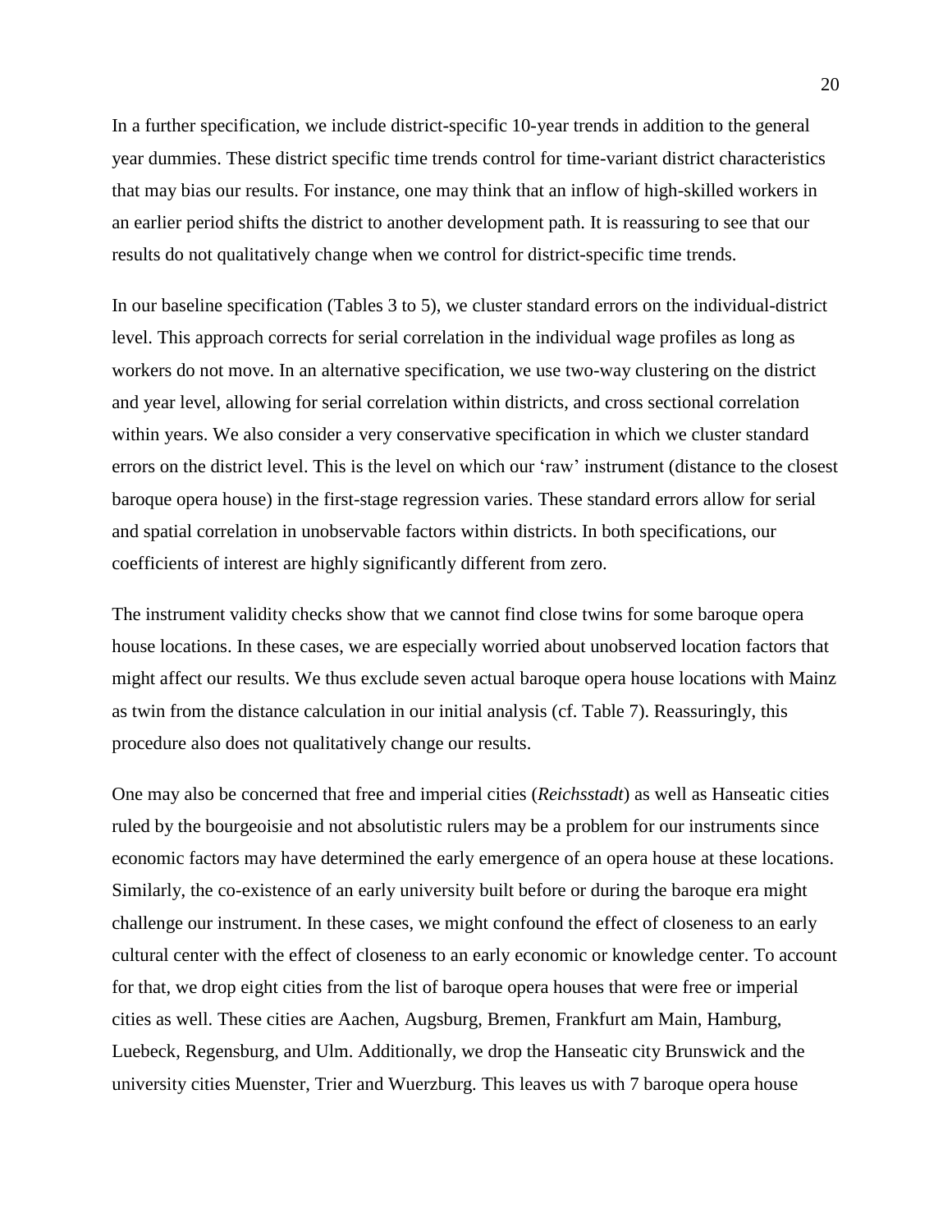In a further specification, we include district-specific 10-year trends in addition to the general year dummies. These district specific time trends control for time-variant district characteristics that may bias our results. For instance, one may think that an inflow of high-skilled workers in an earlier period shifts the district to another development path. It is reassuring to see that our results do not qualitatively change when we control for district-specific time trends.

In our baseline specification (Tables 3 to 5), we cluster standard errors on the individual-district level. This approach corrects for serial correlation in the individual wage profiles as long as workers do not move. In an alternative specification, we use two-way clustering on the district and year level, allowing for serial correlation within districts, and cross sectional correlation within years. We also consider a very conservative specification in which we cluster standard errors on the district level. This is the level on which our 'raw' instrument (distance to the closest baroque opera house) in the first-stage regression varies. These standard errors allow for serial and spatial correlation in unobservable factors within districts. In both specifications, our coefficients of interest are highly significantly different from zero.

The instrument validity checks show that we cannot find close twins for some baroque opera house locations. In these cases, we are especially worried about unobserved location factors that might affect our results. We thus exclude seven actual baroque opera house locations with Mainz as twin from the distance calculation in our initial analysis (cf. Table 7). Reassuringly, this procedure also does not qualitatively change our results.

One may also be concerned that free and imperial cities (*Reichsstadt*) as well as Hanseatic cities ruled by the bourgeoisie and not absolutistic rulers may be a problem for our instruments since economic factors may have determined the early emergence of an opera house at these locations. Similarly, the co-existence of an early university built before or during the baroque era might challenge our instrument. In these cases, we might confound the effect of closeness to an early cultural center with the effect of closeness to an early economic or knowledge center. To account for that, we drop eight cities from the list of baroque opera houses that were free or imperial cities as well. These cities are Aachen, Augsburg, Bremen, Frankfurt am Main, Hamburg, Luebeck, Regensburg, and Ulm. Additionally, we drop the Hanseatic city Brunswick and the university cities Muenster, Trier and Wuerzburg. This leaves us with 7 baroque opera house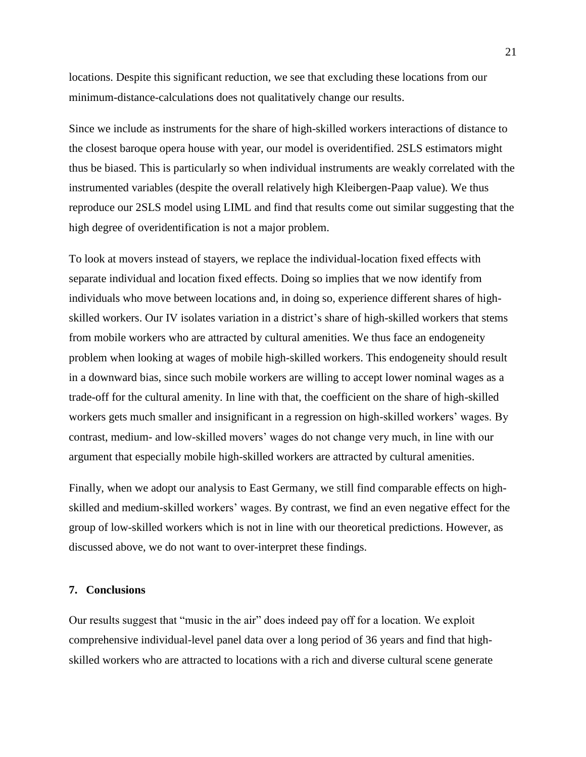locations. Despite this significant reduction, we see that excluding these locations from our minimum-distance-calculations does not qualitatively change our results.

Since we include as instruments for the share of high-skilled workers interactions of distance to the closest baroque opera house with year, our model is overidentified. 2SLS estimators might thus be biased. This is particularly so when individual instruments are weakly correlated with the instrumented variables (despite the overall relatively high Kleibergen-Paap value). We thus reproduce our 2SLS model using LIML and find that results come out similar suggesting that the high degree of overidentification is not a major problem.

To look at movers instead of stayers, we replace the individual-location fixed effects with separate individual and location fixed effects. Doing so implies that we now identify from individuals who move between locations and, in doing so, experience different shares of high-skilled workers. Our IV isolates variation in a district's share of high-skilled workers that stems from mobile workers who are attracted by cultural amenities. We thus face an endogeneity problem when looking at wages of mobile high-skilled workers. This endogeneity should result in a downward bias, since such mobile workers are willing to accept lower nominal wages as a trade-off for the cultural amenity. In line with that, the coefficient on the share of high-skilled workers gets much smaller and insignificant in a regression on high-skilled workers' wages. By contrast, medium- and low-skilled movers' wages do not change very much, in line with our argument that especially mobile high-skilled workers are attracted by cultural amenities.

Finally, when we adopt our analysis to East Germany, we still find comparable effects on high-skilled and medium-skilled workers' wages. By contrast, we find an even negative effect for the group of low-skilled workers which is not in line with our theoretical predictions. However, as discussed above, we do not want to over-interpret these findings.

## 7. Conclusions

Our results suggest that "music in the air" does indeed pay off for a location. We exploit comprehensive individual-level panel data over a long period of 36 years and find that high-skilled workers who are attracted to locations with a rich and diverse cultural scene generate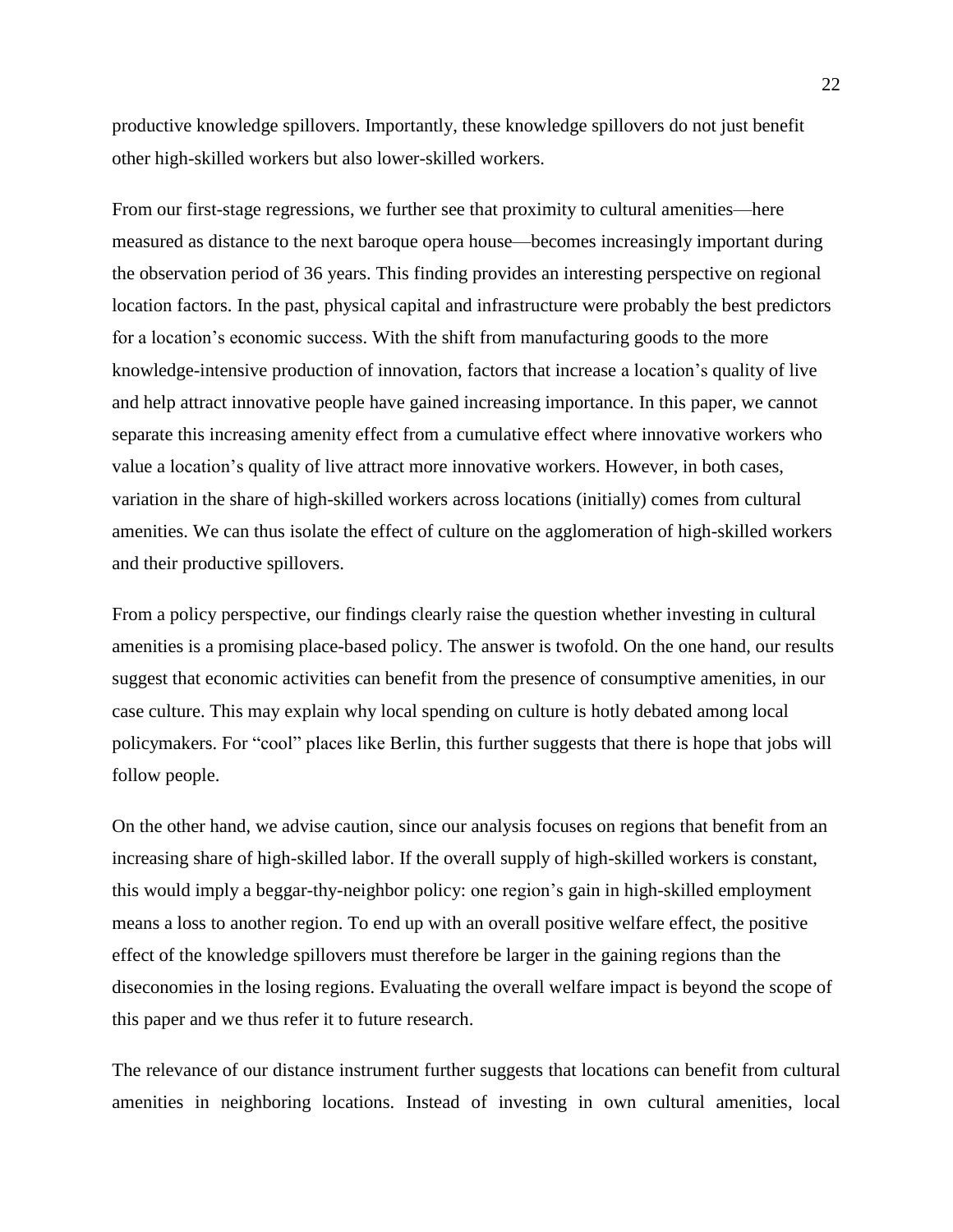productive knowledge spillovers. Importantly, these knowledge spillovers do not just benefit other high-skilled workers but also lower-skilled workers.

From our first-stage regressions, we further see that proximity to cultural amenities—here measured as distance to the next baroque opera house—becomes increasingly important during the observation period of 36 years. This finding provides an interesting perspective on regional location factors. In the past, physical capital and infrastructure were probably the best predictors for a location's economic success. With the shift from manufacturing goods to the more knowledge-intensive production of innovation, factors that increase a location's quality of live and help attract innovative people have gained increasing importance. In this paper, we cannot separate this increasing amenity effect from a cumulative effect where innovative workers who value a location's quality of live attract more innovative workers. However, in both cases, variation in the share of high-skilled workers across locations (initially) comes from cultural amenities. We can thus isolate the effect of culture on the agglomeration of high-skilled workers and their productive spillovers.

From a policy perspective, our findings clearly raise the question whether investing in cultural amenities is a promising place-based policy. The answer is twofold. On the one hand, our results suggest that economic activities can benefit from the presence of consumptive amenities, in our case culture. This may explain why local spending on culture is hotly debated among local policymakers. For "cool" places like Berlin, this further suggests that there is hope that jobs will follow people.

On the other hand, we advise caution, since our analysis focuses on regions that benefit from an increasing share of high-skilled labor. If the overall supply of high-skilled workers is constant, this would imply a beggar-thy-neighbor policy: one region's gain in high-skilled employment means a loss to another region. To end up with an overall positive welfare effect, the positive effect of the knowledge spillovers must therefore be larger in the gaining regions than the diseconomies in the losing regions. Evaluating the overall welfare impact is beyond the scope of this paper and we thus refer it to future research.

The relevance of our distance instrument further suggests that locations can benefit from cultural amenities in neighboring locations. Instead of investing in own cultural amenities, local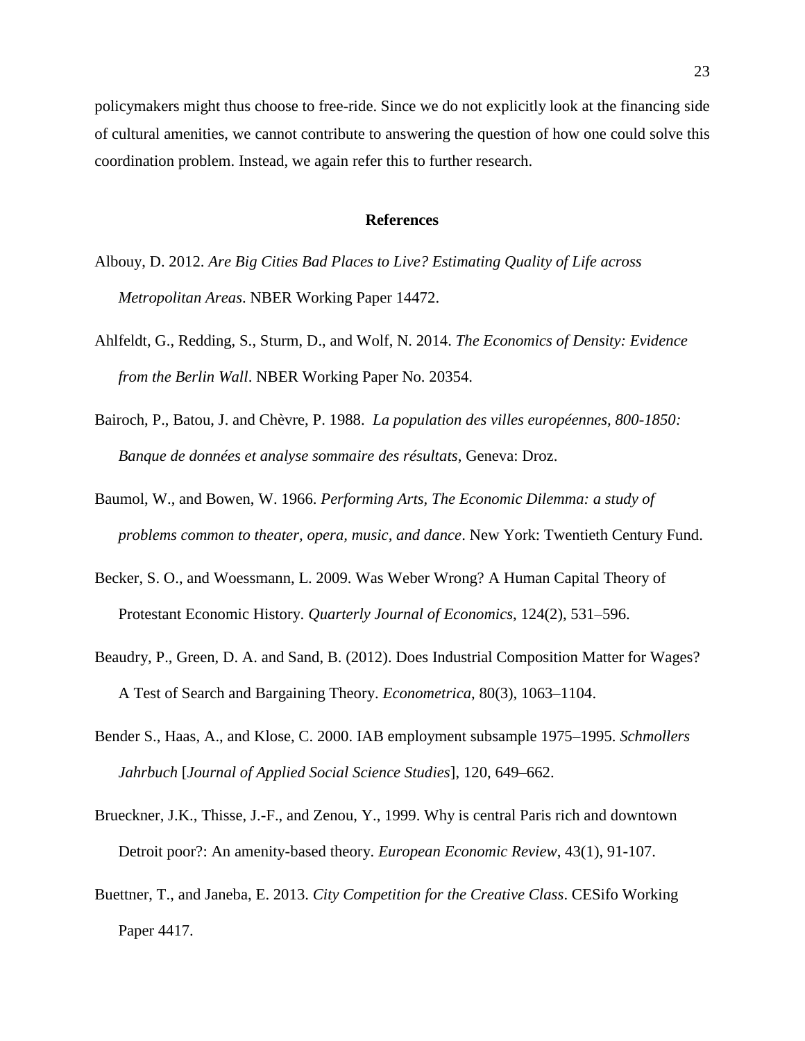policymakers might thus choose to free-ride. Since we do not explicitly look at the financing side of cultural amenities, we cannot contribute to answering the question of how one could solve this coordination problem. Instead, we again refer this to further research.

## References

Albouy, D. 2012. *Are Big Cities Bad Places to Live? Estimating Quality of Life across Metropolitan Areas*. NBER Working Paper 14472.

Ahlfeldt, G., Redding, S., Sturm, D., and Wolf, N. 2014. *The Economics of Density: Evidence from the Berlin Wall*. NBER Working Paper No. 20354.

Bairoch, P., Batou, J. and Chèvre, P. 1988. *La population des villes européennes, 800-1850: Banque de données et analyse sommaire des résultats*, Geneva: Droz.

Baumol, W., and Bowen, W. 1966. *Performing Arts, The Economic Dilemma: a study of problems common to theater, opera, music, and dance*. New York: Twentieth Century Fund.

Becker, S. O., and Woessmann, L. 2009. Was Weber Wrong? A Human Capital Theory of Protestant Economic History. *Quarterly Journal of Economics*, 124(2), 531–596.

Beaudry, P., Green, D. A. and Sand, B. (2012). Does Industrial Composition Matter for Wages? A Test of Search and Bargaining Theory. *Econometrica*, 80(3), 1063–1104.

Bender S., Haas, A., and Klose, C. 2000. IAB employment subsample 1975–1995. *Schmollers Jahrbuch* [*Journal of Applied Social Science Studies*], 120, 649–662.

Brueckner, J.K., Thisse, J.-F., and Zenou, Y., 1999. Why is central Paris rich and downtown Detroit poor?: An amenity-based theory. *European Economic Review*, 43(1), 91-107.

Buettner, T., and Janeba, E. 2013. *City Competition for the Creative Class*. CESifo Working Paper 4417.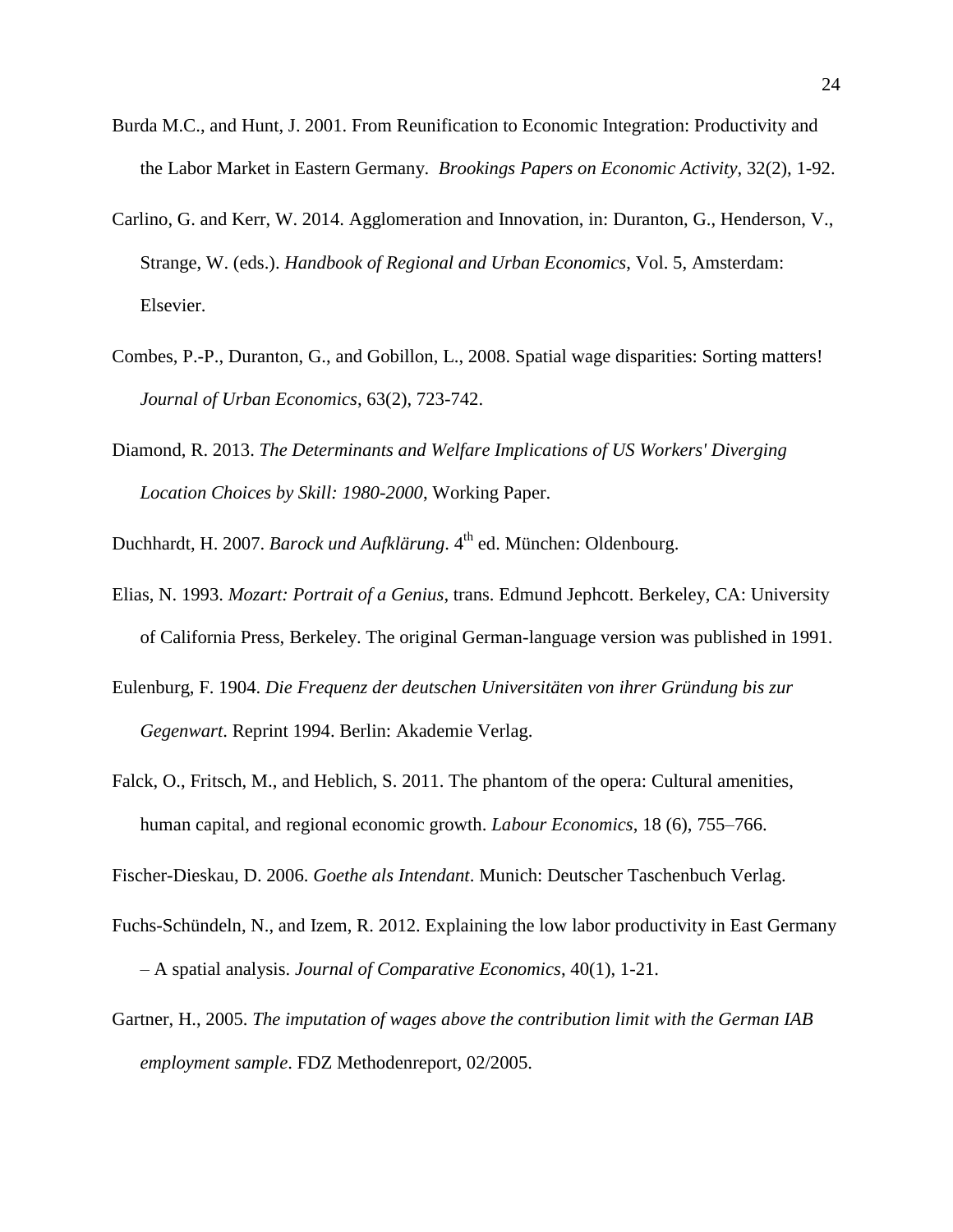Burda M.C., and Hunt, J. 2001. From Reunification to Economic Integration: Productivity and the Labor Market in Eastern Germany. *Brookings Papers on Economic Activity*, 32(2), 1-92.

Carlino, G. and Kerr, W. 2014. Agglomeration and Innovation, in: Duranton, G., Henderson, V., Strange, W. (eds.). *Handbook of Regional and Urban Economics*, Vol. 5, Amsterdam: Elsevier.

Combes, P.-P., Duranton, G., and Gobillon, L., 2008. Spatial wage disparities: Sorting matters! *Journal of Urban Economics*, 63(2), 723-742.

Diamond, R. 2013. *The Determinants and Welfare Implications of US Workers' Diverging Location Choices by Skill: 1980-2000*, Working Paper.

Duchhardt, H. 2007. *Barock und Aufklärung*. 4th ed. München: Oldenbourg.

Elias, N. 1993. *Mozart: Portrait of a Genius*, trans. Edmund Jephcott. Berkeley, CA: University of California Press, Berkeley. The original German-language version was published in 1991.

Eulenburg, F. 1904. *Die Frequenz der deutschen Universitäten von ihrer Gründung bis zur Gegenwart*. Reprint 1994. Berlin: Akademie Verlag.

Falck, O., Fritsch, M., and Heblich, S. 2011. The phantom of the opera: Cultural amenities, human capital, and regional economic growth. *Labour Economics*, 18 (6), 755–766.

Fischer-Dieskau, D. 2006. *Goethe als Intendant*. Munich: Deutscher Taschenbuch Verlag.

Fuchs-Schündeln, N., and Izem, R. 2012. Explaining the low labor productivity in East Germany – A spatial analysis. *Journal of Comparative Economics*, 40(1), 1-21.

Gartner, H., 2005. *The imputation of wages above the contribution limit with the German IAB employment sample*. FDZ Methodenreport, 02/2005.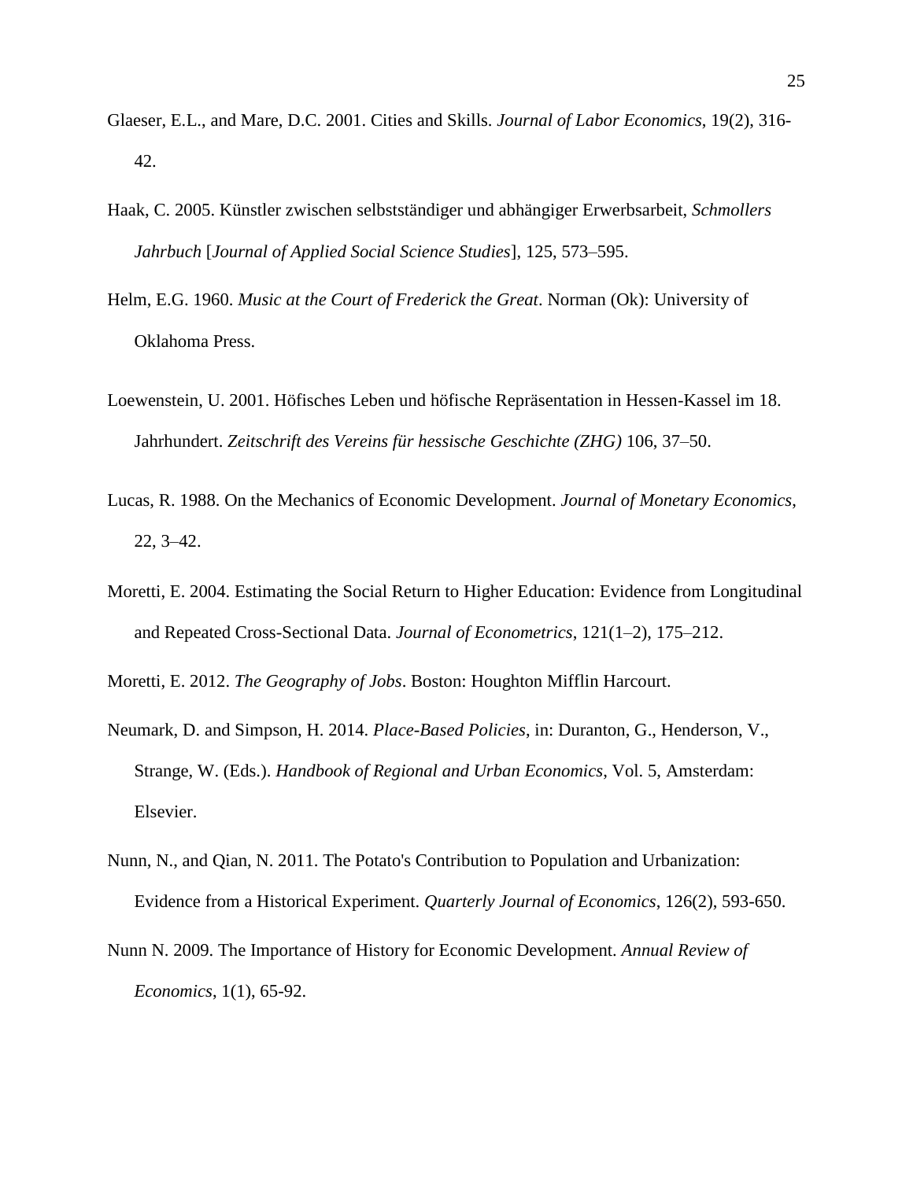Glaeser, E.L., and Mare, D.C. 2001. Cities and Skills. *Journal of Labor Economics*, 19(2), 316-42.

Haak, C. 2005. Künstler zwischen selbstständiger und abhängiger Erwerbsarbeit, *Schmollers Jahrbuch* [*Journal of Applied Social Science Studies*], 125, 573–595.

Helm, E.G. 1960. *Music at the Court of Frederick the Great*. Norman (Ok): University of Oklahoma Press.

Loewenstein, U. 2001. Höfisches Leben und höfische Repräsentation in Hessen-Kassel im 18. Jahrhundert. *Zeitschrift des Vereins für hessische Geschichte (ZHG)* 106, 37–50.

Lucas, R. 1988. On the Mechanics of Economic Development. *Journal of Monetary Economics*, 22, 3–42.

Moretti, E. 2004. Estimating the Social Return to Higher Education: Evidence from Longitudinal and Repeated Cross-Sectional Data. *Journal of Econometrics*, 121(1–2), 175–212.

Moretti, E. 2012. *The Geography of Jobs*. Boston: Houghton Mifflin Harcourt.

Neumark, D. and Simpson, H. 2014. *Place-Based Policies*, in: Duranton, G., Henderson, V., Strange, W. (Eds.). *Handbook of Regional and Urban Economics*, Vol. 5, Amsterdam: Elsevier.

Nunn, N., and Qian, N. 2011. The Potato's Contribution to Population and Urbanization: Evidence from a Historical Experiment. *Quarterly Journal of Economics*, 126(2), 593-650.

Nunn N. 2009. The Importance of History for Economic Development. *Annual Review of Economics*, 1(1), 65-92.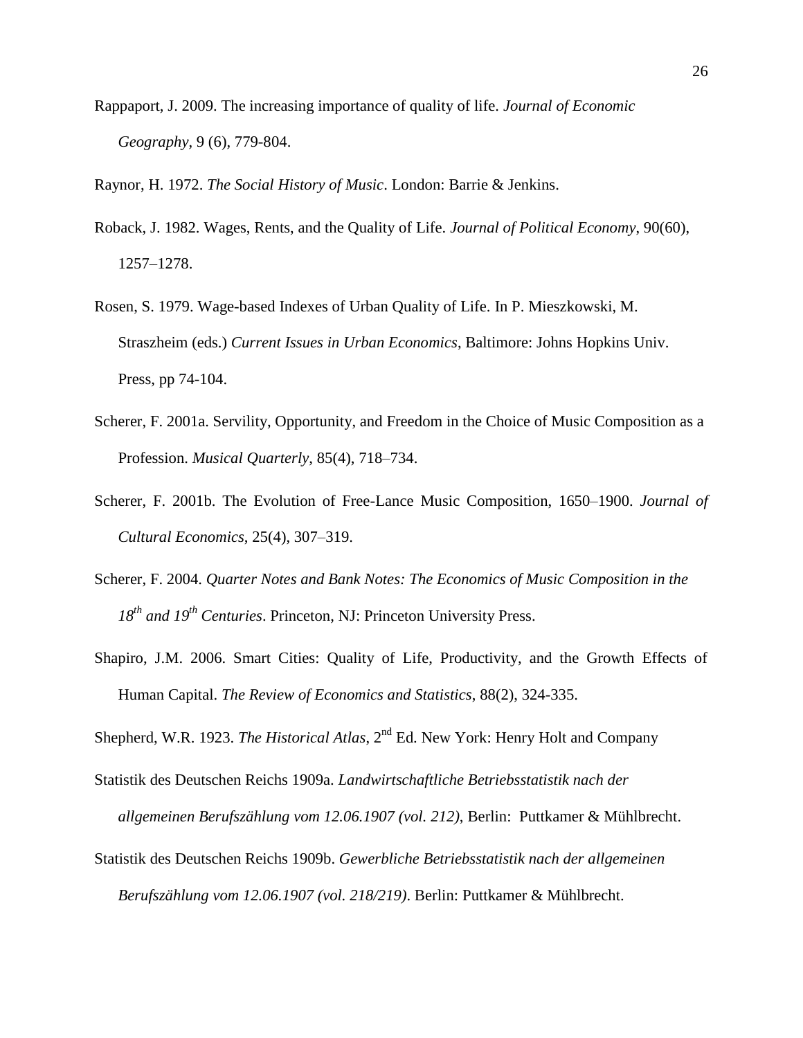Rappaport, J. 2009. The increasing importance of quality of life. *Journal of Economic Geography*, 9 (6), 779-804.

Raynor, H. 1972. *The Social History of Music*. London: Barrie & Jenkins.

Roback, J. 1982. Wages, Rents, and the Quality of Life. *Journal of Political Economy*, 90(60), 1257–1278.

Rosen, S. 1979. Wage-based Indexes of Urban Quality of Life. In P. Mieszkowski, M. Straszheim (eds.) *Current Issues in Urban Economics*, Baltimore: Johns Hopkins Univ. Press, pp 74-104.

Scherer, F. 2001a. Servility, Opportunity, and Freedom in the Choice of Music Composition as a Profession. *Musical Quarterly*, 85(4), 718–734.

Scherer, F. 2001b. The Evolution of Free-Lance Music Composition, 1650–1900. *Journal of Cultural Economics*, 25(4), 307–319.

Scherer, F. 2004. *Quarter Notes and Bank Notes: The Economics of Music Composition in the 18th and 19th Centuries*. Princeton, NJ: Princeton University Press.

Shapiro, J.M. 2006. Smart Cities: Quality of Life, Productivity, and the Growth Effects of Human Capital. *The Review of Economics and Statistics*, 88(2), 324-335.

Shepherd, W.R. 1923. *The Historical Atlas*, 2nd Ed. New York: Henry Holt and Company

Statistik des Deutschen Reichs 1909a. *Landwirtschaftliche Betriebsstatistik nach der allgemeinen Berufszählung vom 12.06.1907 (vol. 212)*, Berlin: Puttkamer & Mühlbrecht.

Statistik des Deutschen Reichs 1909b. *Gewerbliche Betriebsstatistik nach der allgemeinen Berufszählung vom 12.06.1907 (vol. 218/219)*. Berlin: Puttkamer & Mühlbrecht.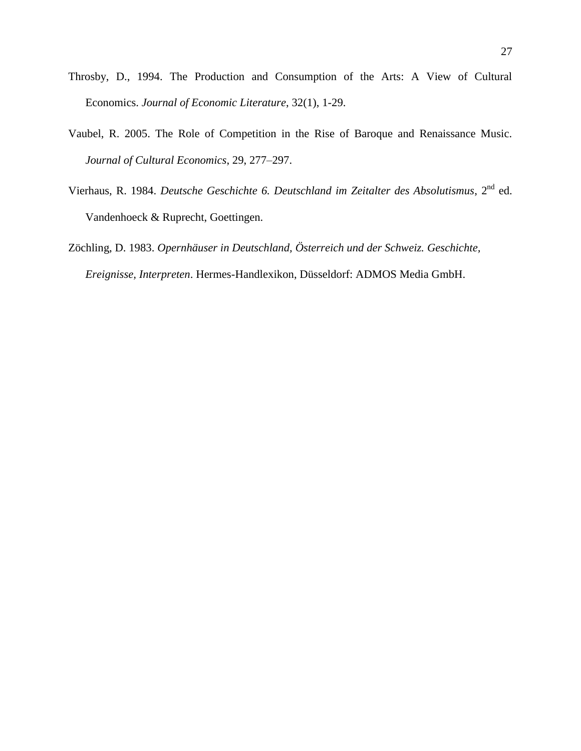Throsby, D., 1994. The Production and Consumption of the Arts: A View of Cultural Economics. *Journal of Economic Literature*, 32(1), 1-29.

Vaubel, R. 2005. The Role of Competition in the Rise of Baroque and Renaissance Music. *Journal of Cultural Economics*, 29, 277–297.

Vierhaus, R. 1984. *Deutsche Geschichte 6. Deutschland im Zeitalter des Absolutismus*, 2nd ed. Vandenhoeck & Ruprecht, Goettingen.

Zöchling, D. 1983. *Opernhäuser in Deutschland, Österreich und der Schweiz. Geschichte, Ereignisse, Interpreten*. Hermes-Handlexikon, Düsseldorf: ADMOS Media GmbH.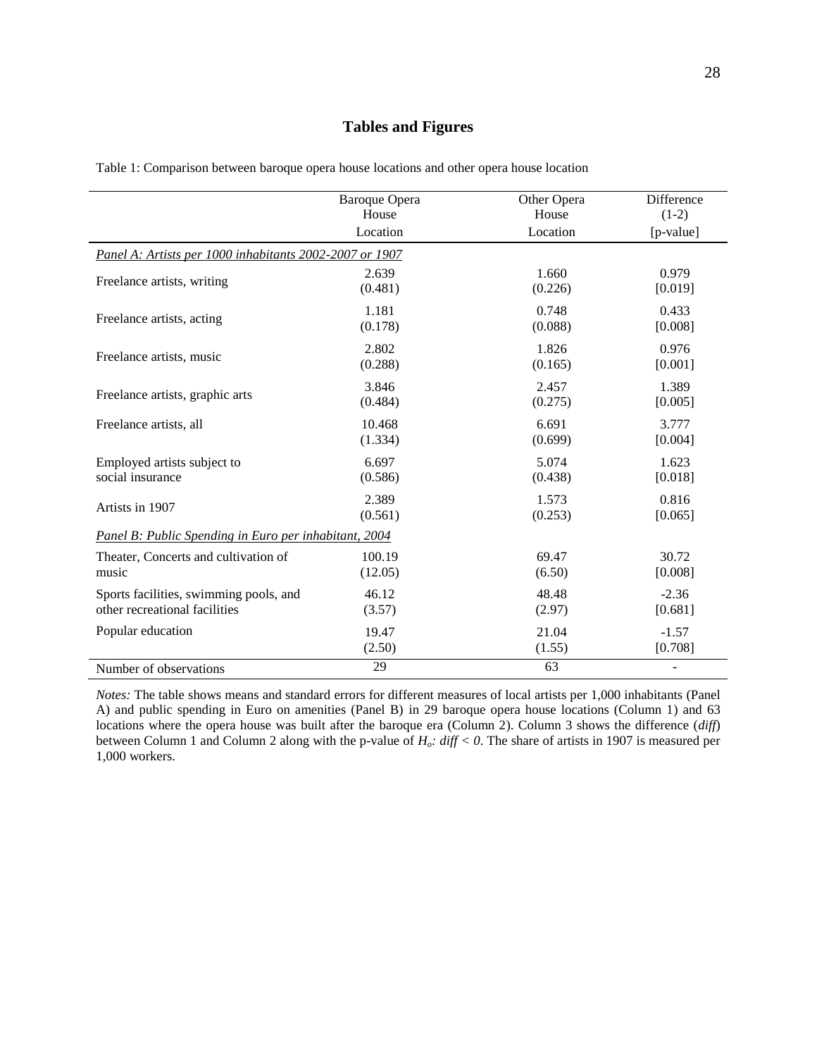## Tables and Figures

Table 1: Comparison between baroque opera house locations and other opera house location

| | Baroque Opera House Location | Other Opera House Location | Difference (1-2) [p-value] |
|---|---|---|---|
| *Panel A: Artists per 1000 inhabitants 2002-2007 or 1907* | | | |
| Freelance artists, writing | 2.639<br>(0.481) | 1.660<br>(0.226) | 0.979<br>[0.019] |
| Freelance artists, acting | 1.181<br>(0.178) | 0.748<br>(0.088) | 0.433<br>[0.008] |
| Freelance artists, music | 2.802<br>(0.288) | 1.826<br>(0.165) | 0.976<br>[0.001] |
| Freelance artists, graphic arts | 3.846<br>(0.484) | 2.457<br>(0.275) | 1.389<br>[0.005] |
| Freelance artists, all | 10.468<br>(1.334) | 6.691<br>(0.699) | 3.777<br>[0.004] |
| Employed artists subject to social insurance | 6.697<br>(0.586) | 5.074<br>(0.438) | 1.623<br>[0.018] |
| Artists in 1907 | 2.389<br>(0.561) | 1.573<br>(0.253) | 0.816<br>[0.065] |
| *Panel B: Public Spending in Euro per inhabitant, 2004* | | | |
| Theater, Concerts and cultivation of music | 100.19<br>(12.05) | 69.47<br>(6.50) | 30.72<br>[0.008] |
| Sports facilities, swimming pools, and other recreational facilities | 46.12<br>(3.57) | 48.48<br>(2.97) | -2.36<br>[0.681] |
| Popular education | 19.47<br>(2.50) | 21.04<br>(1.55) | -1.57<br>[0.708] |
| Number of observations | 29 | 63 | - |

*Notes:* The table shows means and standard errors for different measures of local artists per 1,000 inhabitants (Panel A) and public spending in Euro on amenities (Panel B) in 29 baroque opera house locations (Column 1) and 63 locations where the opera house was built after the baroque era (Column 2). Column 3 shows the difference (*diff*) between Column 1 and Column 2 along with the p-value of $H_o$: $diff < 0$. The share of artists in 1907 is measured per 1,000 workers.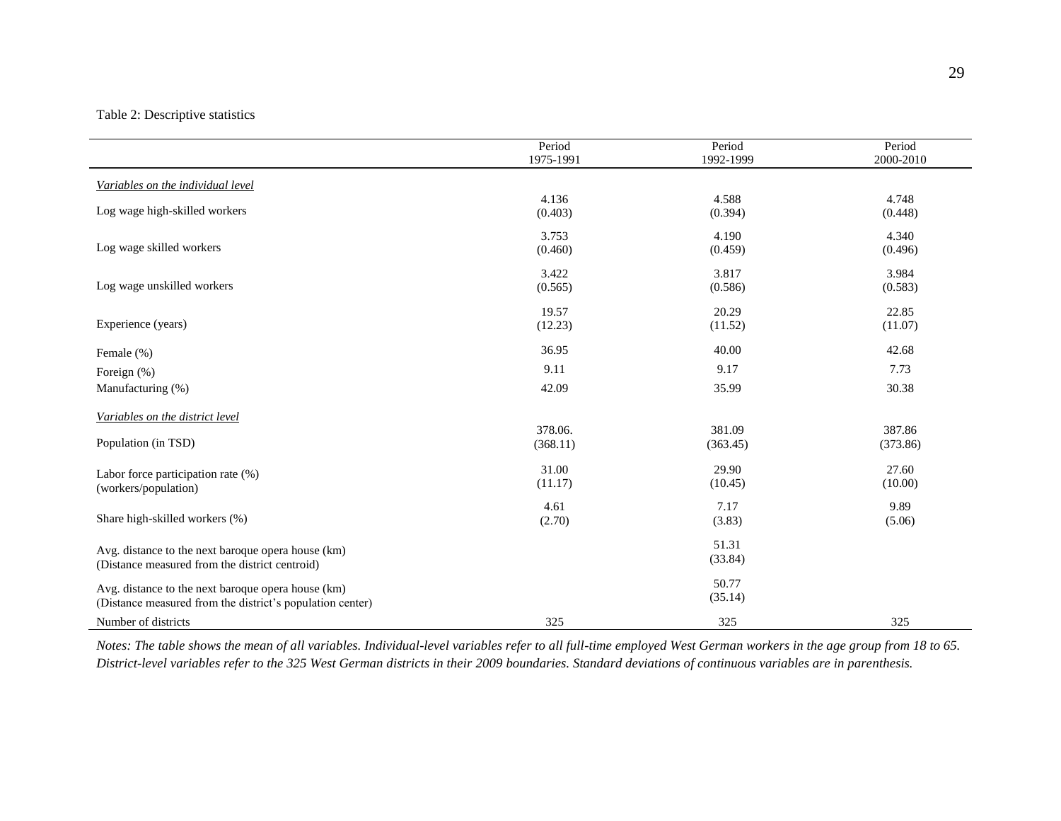Table 2: Descriptive statistics

| | Period 1975-1991 | Period 1992-1999 | Period 2000-2010 |
|---|---|---|---|
| *Variables on the individual level* | | | |
| Log wage high-skilled workers | 4.136 (0.403) | 4.588 (0.394) | 4.748 (0.448) |
| Log wage skilled workers | 3.753 (0.460) | 4.190 (0.459) | 4.340 (0.496) |
| Log wage unskilled workers | 3.422 (0.565) | 3.817 (0.586) | 3.984 (0.583) |
| Experience (years) | 19.57 (12.23) | 20.29 (11.52) | 22.85 (11.07) |
| Female (%) | 36.95 | 40.00 | 42.68 |
| Foreign (%) | 9.11 | 9.17 | 7.73 |
| Manufacturing (%) | 42.09 | 35.99 | 30.38 |
| *Variables on the district level* | | | |
| Population (in TSD) | 378.06. (368.11) | 381.09 (363.45) | 387.86 (373.86) |
| Labor force participation rate (%) (workers/population) | 31.00 (11.17) | 29.90 (10.45) | 27.60 (10.00) |
| Share high-skilled workers (%) | 4.61 (2.70) | 7.17 (3.83) | 9.89 (5.06) |
| Avg. distance to the next baroque opera house (km) (Distance measured from the district centroid) | | 51.31 (33.84) | |
| Avg. distance to the next baroque opera house (km) (Distance measured from the district's population center) | | 50.77 (35.14) | |
| Number of districts | 325 | 325 | 325 |

*Notes: The table shows the mean of all variables. Individual-level variables refer to all full-time employed West German workers in the age group from 18 to 65. District-level variables refer to the 325 West German districts in their 2009 boundaries. Standard deviations of continuous variables are in parenthesis.*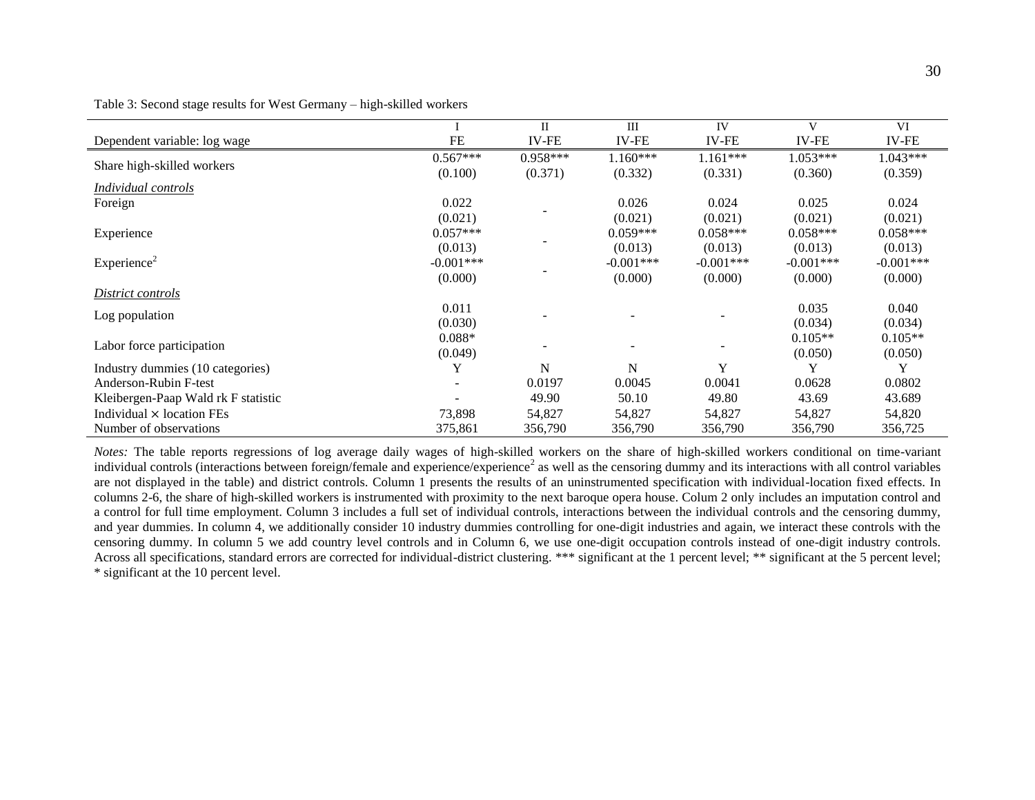Table 3: Second stage results for West Germany – high-skilled workers

| | I | II | III | IV | V | VI |
|---|---|---|---|---|---|---|
| Dependent variable: log wage | FE | IV-FE | IV-FE | IV-FE | IV-FE | IV-FE |
| Share high-skilled workers | 0.567*** | 0.958*** | 1.160*** | 1.161*** | 1.053*** | 1.043*** |
| | (0.100) | (0.371) | (0.332) | (0.331) | (0.360) | (0.359) |
| *Individual controls* | | | | | | |
| Foreign | 0.022 | - | 0.026 | 0.024 | 0.025 | 0.024 |
| | (0.021) | | (0.021) | (0.021) | (0.021) | (0.021) |
| Experience | 0.057*** | - | 0.059*** | 0.058*** | 0.058*** | 0.058*** |
| | (0.013) | | (0.013) | (0.013) | (0.013) | (0.013) |
| Experience$^2$ | -0.001*** | - | -0.001*** | -0.001*** | -0.001*** | -0.001*** |
| | (0.000) | | (0.000) | (0.000) | (0.000) | (0.000) |
| *District controls* | | | | | | |
| Log population | 0.011 | - | - | - | 0.035 | 0.040 |
| | (0.030) | | | | (0.034) | (0.034) |
| Labor force participation | 0.088* | - | - | - | 0.105** | 0.105** |
| | (0.049) | | | | (0.050) | (0.050) |
| Industry dummies (10 categories) | Y | N | N | Y | Y | Y |
| Anderson-Rubin F-test | - | 0.0197 | 0.0045 | 0.0041 | 0.0628 | 0.0802 |
| Kleibergen-Paap Wald rk F statistic | - | 49.90 | 50.10 | 49.80 | 43.69 | 43.689 |
| Individual × location FEs | 73,898 | 54,827 | 54,827 | 54,827 | 54,827 | 54,820 |
| Number of observations | 375,861 | 356,790 | 356,790 | 356,790 | 356,790 | 356,725 |

*Notes:* The table reports regressions of log average daily wages of high-skilled workers on the share of high-skilled workers conditional on time-variant individual controls (interactions between foreign/female and experience/experience$^2$ as well as the censoring dummy and its interactions with all control variables are not displayed in the table) and district controls. Column 1 presents the results of an uninstrumented specification with individual-location fixed effects. In columns 2-6, the share of high-skilled workers is instrumented with proximity to the next baroque opera house. Colum 2 only includes an imputation control and a control for full time employment. Column 3 includes a full set of individual controls, interactions between the individual controls and the censoring dummy, and year dummies. In column 4, we additionally consider 10 industry dummies controlling for one-digit industries and again, we interact these controls with the censoring dummy. In column 5 we add country level controls and in Column 6, we use one-digit occupation controls instead of one-digit industry controls. Across all specifications, standard errors are corrected for individual-district clustering. *** significant at the 1 percent level; ** significant at the 5 percent level; * significant at the 10 percent level.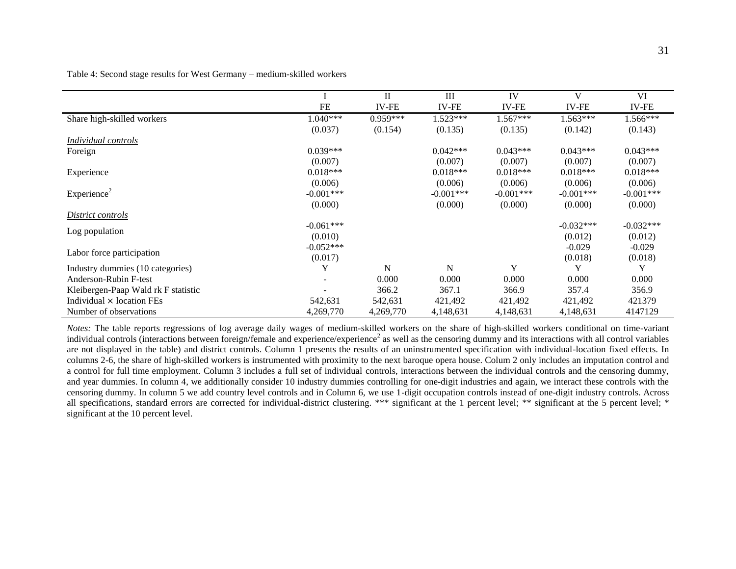Table 4: Second stage results for West Germany – medium-skilled workers

| | I | II | III | IV | V | VI |
|---|---|---|---|---|---|---|
| | FE | IV-FE | IV-FE | IV-FE | IV-FE | IV-FE |
| Share high-skilled workers | 1.040*** | 0.959*** | 1.523*** | 1.567*** | 1.563*** | 1.566*** |
| | (0.037) | (0.154) | (0.135) | (0.135) | (0.142) | (0.143) |
| *Individual controls* | | | | | | |
| Foreign | 0.039*** | | 0.042*** | 0.043*** | 0.043*** | 0.043*** |
| | (0.007) | | (0.007) | (0.007) | (0.007) | (0.007) |
| Experience | 0.018*** | | 0.018*** | 0.018*** | 0.018*** | 0.018*** |
| | (0.006) | | (0.006) | (0.006) | (0.006) | (0.006) |
| Experience$^2$ | -0.001*** | | -0.001*** | -0.001*** | -0.001*** | -0.001*** |
| | (0.000) | | (0.000) | (0.000) | (0.000) | (0.000) |
| *District controls* | | | | | | |
| Log population | -0.061*** | | | | -0.032*** | -0.032*** |
| | (0.010) | | | | (0.012) | (0.012) |
| Labor force participation | -0.052*** | | | | -0.029 | -0.029 |
| | (0.017) | | | | (0.018) | (0.018) |
| Industry dummies (10 categories) | Y | N | N | Y | Y | Y |
| Anderson-Rubin F-test | - | 0.000 | 0.000 | 0.000 | 0.000 | 0.000 |
| Kleibergen-Paap Wald rk F statistic | - | 366.2 | 367.1 | 366.9 | 357.4 | 356.9 |
| Individual × location FEs | 542,631 | 542,631 | 421,492 | 421,492 | 421,492 | 421379 |
| Number of observations | 4,269,770 | 4,269,770 | 4,148,631 | 4,148,631 | 4,148,631 | 4147129 |

*Notes:* The table reports regressions of log average daily wages of medium-skilled workers on the share of high-skilled workers conditional on time-variant individual controls (interactions between foreign/female and experience/experience$^2$ as well as the censoring dummy and its interactions with all control variables are not displayed in the table) and district controls. Column 1 presents the results of an uninstrumented specification with individual-location fixed effects. In columns 2-6, the share of high-skilled workers is instrumented with proximity to the next baroque opera house. Colum 2 only includes an imputation control and a control for full time employment. Column 3 includes a full set of individual controls, interactions between the individual controls and the censoring dummy, and year dummies. In column 4, we additionally consider 10 industry dummies controlling for one-digit industries and again, we interact these controls with the censoring dummy. In column 5 we add country level controls and in Column 6, we use 1-digit occupation controls instead of one-digit industry controls. Across all specifications, standard errors are corrected for individual-district clustering. *** significant at the 1 percent level; ** significant at the 5 percent level; * significant at the 10 percent level.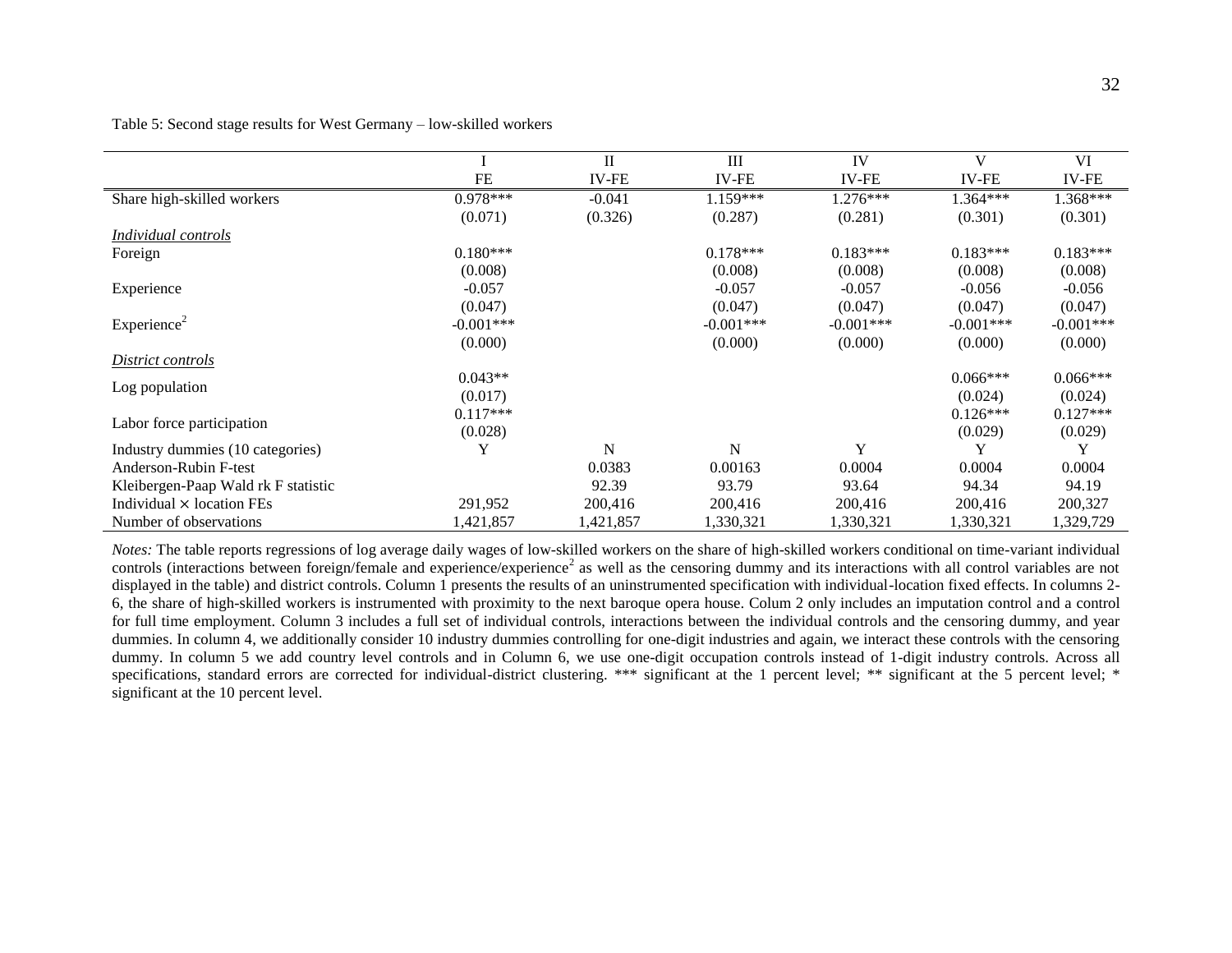Table 5: Second stage results for West Germany – low-skilled workers

| | I | II | III | IV | V | VI |
|---|---|---|---|---|---|---|
| | FE | IV-FE | IV-FE | IV-FE | IV-FE | IV-FE |
| Share high-skilled workers | 0.978*** | -0.041 | 1.159*** | 1.276*** | 1.364*** | 1.368*** |
| | (0.071) | (0.326) | (0.287) | (0.281) | (0.301) | (0.301) |
| *Individual controls* | | | | | | |
| Foreign | 0.180*** | | 0.178*** | 0.183*** | 0.183*** | 0.183*** |
| | (0.008) | | (0.008) | (0.008) | (0.008) | (0.008) |
| Experience | -0.057 | | -0.057 | -0.057 | -0.056 | -0.056 |
| | (0.047) | | (0.047) | (0.047) | (0.047) | (0.047) |
| Experience$^2$ | -0.001*** | | -0.001*** | -0.001*** | -0.001*** | -0.001*** |
| | (0.000) | | (0.000) | (0.000) | (0.000) | (0.000) |
| *District controls* | | | | | | |
| Log population | 0.043** | | | | 0.066*** | 0.066*** |
| | (0.017) | | | | (0.024) | (0.024) |
| Labor force participation | 0.117*** | | | | 0.126*** | 0.127*** |
| | (0.028) | | | | (0.029) | (0.029) |
| Industry dummies (10 categories) | Y | N | N | Y | Y | Y |
| Anderson-Rubin F-test | | 0.0383 | 0.00163 | 0.0004 | 0.0004 | 0.0004 |
| Kleibergen-Paap Wald rk F statistic | | 92.39 | 93.79 | 93.64 | 94.34 | 94.19 |
| Individual × location FEs | 291,952 | 200,416 | 200,416 | 200,416 | 200,416 | 200,327 |
| Number of observations | 1,421,857 | 1,421,857 | 1,330,321 | 1,330,321 | 1,330,321 | 1,329,729 |

*Notes:* The table reports regressions of log average daily wages of low-skilled workers on the share of high-skilled workers conditional on time-variant individual controls (interactions between foreign/female and experience/experience$^2$ as well as the censoring dummy and its interactions with all control variables are not displayed in the table) and district controls. Column 1 presents the results of an uninstrumented specification with individual-location fixed effects. In columns 2-6, the share of high-skilled workers is instrumented with proximity to the next baroque opera house. Colum 2 only includes an imputation control and a control for full time employment. Column 3 includes a full set of individual controls, interactions between the individual controls and the censoring dummy, and year dummies. In column 4, we additionally consider 10 industry dummies controlling for one-digit industries and again, we interact these controls with the censoring dummy. In column 5 we add country level controls and in Column 6, we use one-digit occupation controls instead of 1-digit industry controls. Across all specifications, standard errors are corrected for individual-district clustering. *** significant at the 1 percent level; ** significant at the 5 percent level; * significant at the 10 percent level.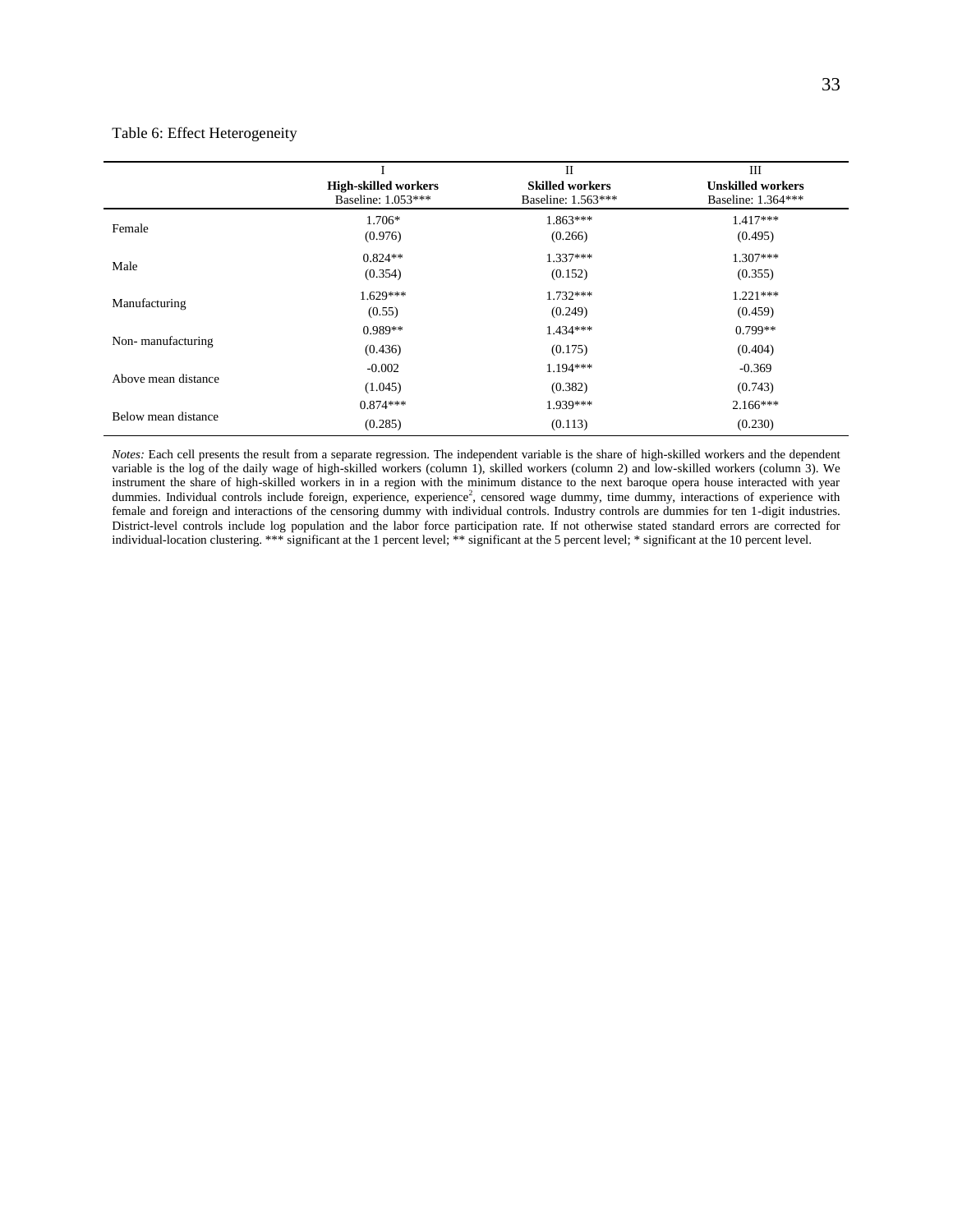Table 6: Effect Heterogeneity

| | I<br>**High-skilled workers**<br>Baseline: 1.053*** | II<br>**Skilled workers**<br>Baseline: 1.563*** | III<br>**Unskilled workers**<br>Baseline: 1.364*** |
|---|---|---|---|
| Female | 1.706*<br>(0.976) | 1.863***<br>(0.266) | 1.417***<br>(0.495) |
| Male | 0.824**<br>(0.354) | 1.337***<br>(0.152) | 1.307***<br>(0.355) |
| Manufacturing | 1.629***<br>(0.55) | 1.732***<br>(0.249) | 1.221***<br>(0.459) |
| Non- manufacturing | 0.989**<br>(0.436) | 1.434***<br>(0.175) | 0.799**<br>(0.404) |
| Above mean distance | -0.002<br>(1.045) | 1.194***<br>(0.382) | -0.369<br>(0.743) |
| Below mean distance | 0.874***<br>(0.285) | 1.939***<br>(0.113) | 2.166***<br>(0.230) |

*Notes:* Each cell presents the result from a separate regression. The independent variable is the share of high-skilled workers and the dependent variable is the log of the daily wage of high-skilled workers (column 1), skilled workers (column 2) and low-skilled workers (column 3). We instrument the share of high-skilled workers in in a region with the minimum distance to the next baroque opera house interacted with year dummies. Individual controls include foreign, experience, experience$^2$, censored wage dummy, time dummy, interactions of experience with female and foreign and interactions of the censoring dummy with individual controls. Industry controls are dummies for ten 1-digit industries. District-level controls include log population and the labor force participation rate. If not otherwise stated standard errors are corrected for individual-location clustering. *** significant at the 1 percent level; ** significant at the 5 percent level; * significant at the 10 percent level.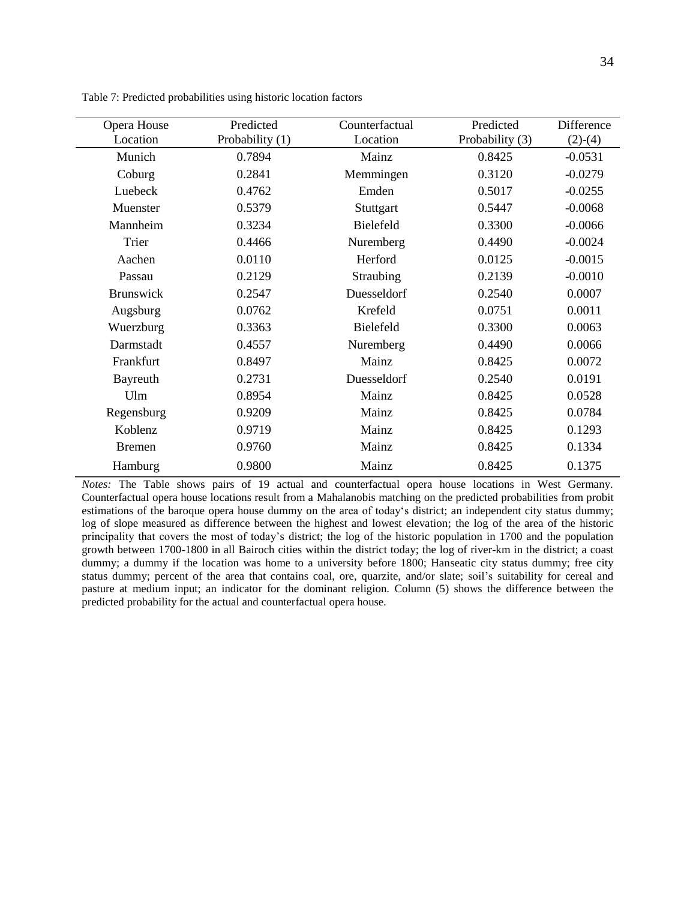Table 7: Predicted probabilities using historic location factors

| Opera House Location | Predicted Probability (1) | Counterfactual Location | Predicted Probability (3) | Difference (2)-(4) |
|---|---|---|---|---|
| Munich | 0.7894 | Mainz | 0.8425 | -0.0531 |
| Coburg | 0.2841 | Memmingen | 0.3120 | -0.0279 |
| Luebeck | 0.4762 | Emden | 0.5017 | -0.0255 |
| Muenster | 0.5379 | Stuttgart | 0.5447 | -0.0068 |
| Mannheim | 0.3234 | Bielefeld | 0.3300 | -0.0066 |
| Trier | 0.4466 | Nuremberg | 0.4490 | -0.0024 |
| Aachen | 0.0110 | Herford | 0.0125 | -0.0015 |
| Passau | 0.2129 | Straubing | 0.2139 | -0.0010 |
| Brunswick | 0.2547 | Duesseldorf | 0.2540 | 0.0007 |
| Augsburg | 0.0762 | Krefeld | 0.0751 | 0.0011 |
| Wuerzburg | 0.3363 | Bielefeld | 0.3300 | 0.0063 |
| Darmstadt | 0.4557 | Nuremberg | 0.4490 | 0.0066 |
| Frankfurt | 0.8497 | Mainz | 0.8425 | 0.0072 |
| Bayreuth | 0.2731 | Duesseldorf | 0.2540 | 0.0191 |
| Ulm | 0.8954 | Mainz | 0.8425 | 0.0528 |
| Regensburg | 0.9209 | Mainz | 0.8425 | 0.0784 |
| Koblenz | 0.9719 | Mainz | 0.8425 | 0.1293 |
| Bremen | 0.9760 | Mainz | 0.8425 | 0.1334 |
| Hamburg | 0.9800 | Mainz | 0.8425 | 0.1375 |

*Notes:* The Table shows pairs of 19 actual and counterfactual opera house locations in West Germany. Counterfactual opera house locations result from a Mahalanobis matching on the predicted probabilities from probit estimations of the baroque opera house dummy on the area of today's district; an independent city status dummy; log of slope measured as difference between the highest and lowest elevation; the log of the area of the historic principality that covers the most of today's district; the log of the historic population in 1700 and the population growth between 1700-1800 in all Bairoch cities within the district today; the log of river-km in the district; a coast dummy; a dummy if the location was home to a university before 1800; Hanseatic city status dummy; free city status dummy; percent of the area that contains coal, ore, quarzite, and/or slate; soil's suitability for cereal and pasture at medium input; an indicator for the dominant religion. Column (5) shows the difference between the predicted probability for the actual and counterfactual opera house.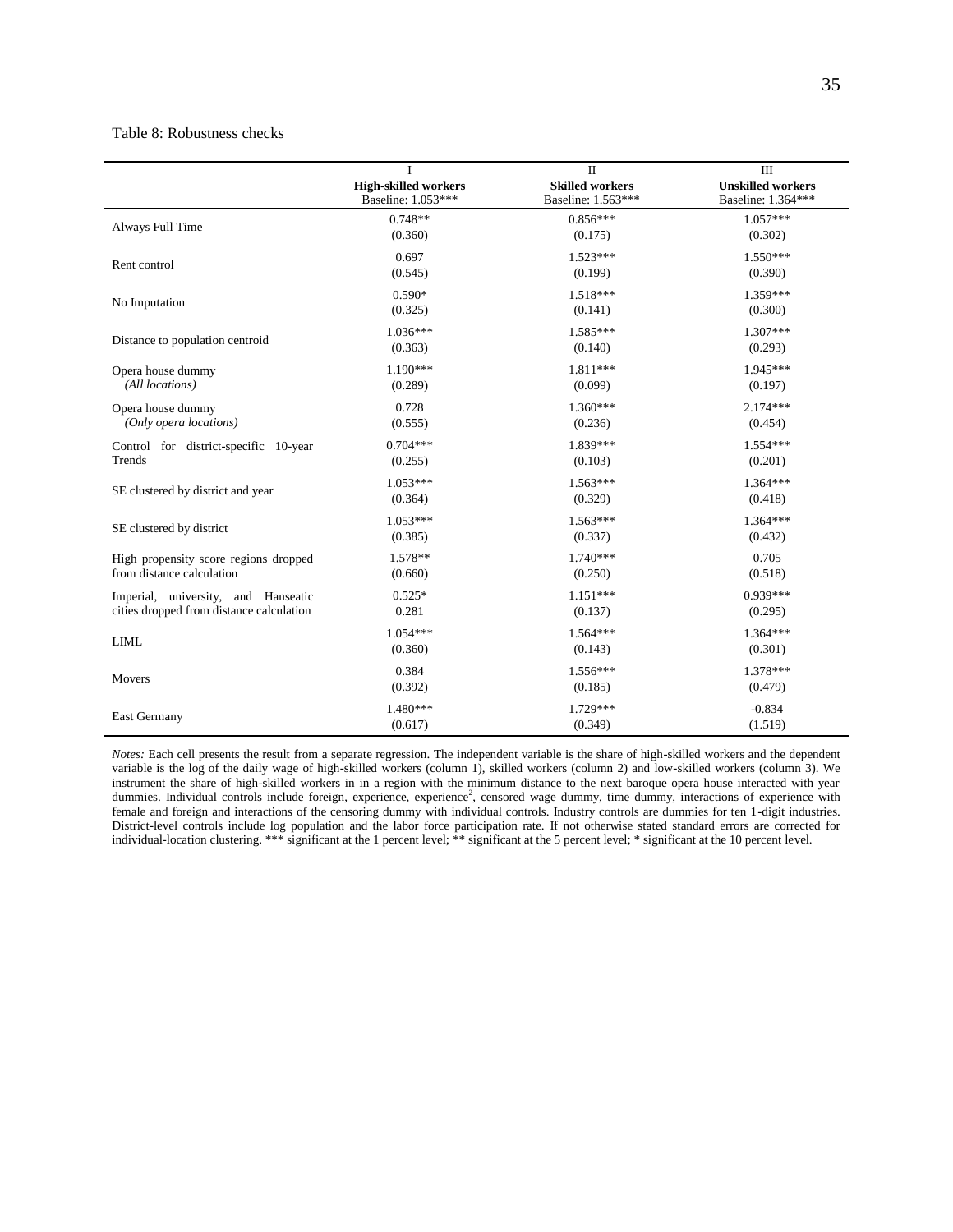Table 8: Robustness checks

| | I<br>**High-skilled workers**<br>Baseline: 1.053*** | II<br>**Skilled workers**<br>Baseline: 1.563*** | III<br>**Unskilled workers**<br>Baseline: 1.364*** |
|---|---|---|---|
| Always Full Time | 0.748**<br>(0.360) | 0.856***<br>(0.175) | 1.057***<br>(0.302) |
| Rent control | 0.697<br>(0.545) | 1.523***<br>(0.199) | 1.550***<br>(0.390) |
| No Imputation | 0.590*<br>(0.325) | 1.518***<br>(0.141) | 1.359***<br>(0.300) |
| Distance to population centroid | 1.036***<br>(0.363) | 1.585***<br>(0.140) | 1.307***<br>(0.293) |
| Opera house dummy<br>*(All locations)* | 1.190***<br>(0.289) | 1.811***<br>(0.099) | 1.945***<br>(0.197) |
| Opera house dummy<br>*(Only opera locations)* | 0.728<br>(0.555) | 1.360***<br>(0.236) | 2.174***<br>(0.454) |
| Control for district-specific 10-year Trends | 0.704***<br>(0.255) | 1.839***<br>(0.103) | 1.554***<br>(0.201) |
| SE clustered by district and year | 1.053***<br>(0.364) | 1.563***<br>(0.329) | 1.364***<br>(0.418) |
| SE clustered by district | 1.053***<br>(0.385) | 1.563***<br>(0.337) | 1.364***<br>(0.432) |
| High propensity score regions dropped from distance calculation | 1.578**<br>(0.660) | 1.740***<br>(0.250) | 0.705<br>(0.518) |
| Imperial, university, and Hanseatic cities dropped from distance calculation | 0.525*<br>0.281 | 1.151***<br>(0.137) | 0.939***<br>(0.295) |
| LIML | 1.054***<br>(0.360) | 1.564***<br>(0.143) | 1.364***<br>(0.301) |
| Movers | 0.384<br>(0.392) | 1.556***<br>(0.185) | 1.378***<br>(0.479) |
| East Germany | 1.480***<br>(0.617) | 1.729***<br>(0.349) | -0.834<br>(1.519) |

*Notes:* Each cell presents the result from a separate regression. The independent variable is the share of high-skilled workers and the dependent variable is the log of the daily wage of high-skilled workers (column 1), skilled workers (column 2) and low-skilled workers (column 3). We instrument the share of high-skilled workers in in a region with the minimum distance to the next baroque opera house interacted with year dummies. Individual controls include foreign, experience, experience$^2$, censored wage dummy, time dummy, interactions of experience with female and foreign and interactions of the censoring dummy with individual controls. Industry controls are dummies for ten 1-digit industries. District-level controls include log population and the labor force participation rate. If not otherwise stated standard errors are corrected for individual-location clustering. *** significant at the 1 percent level; ** significant at the 5 percent level; * significant at the 10 percent level.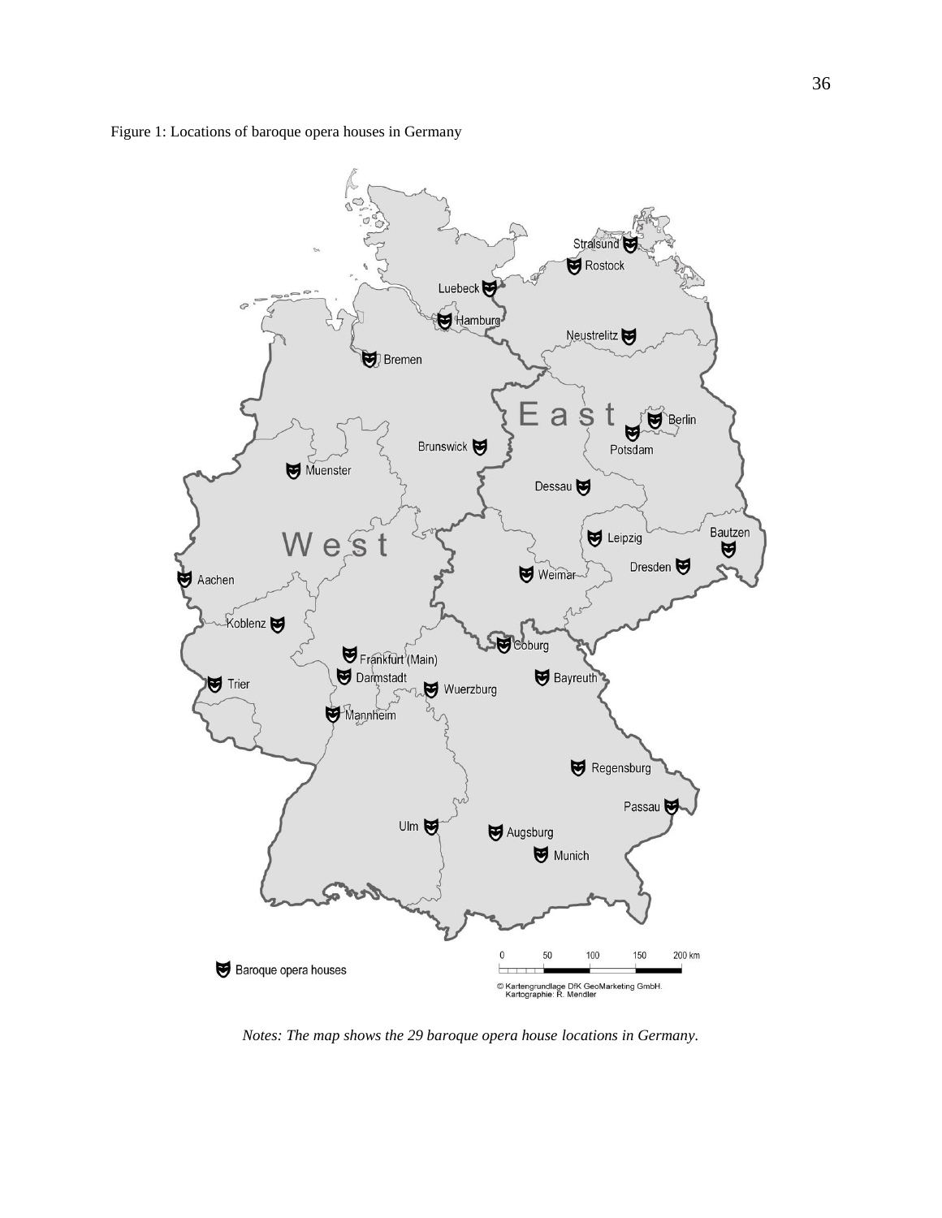Figure 1: Locations of baroque opera houses in Germany

*Notes: The map shows the 29 baroque opera house locations in Germany.*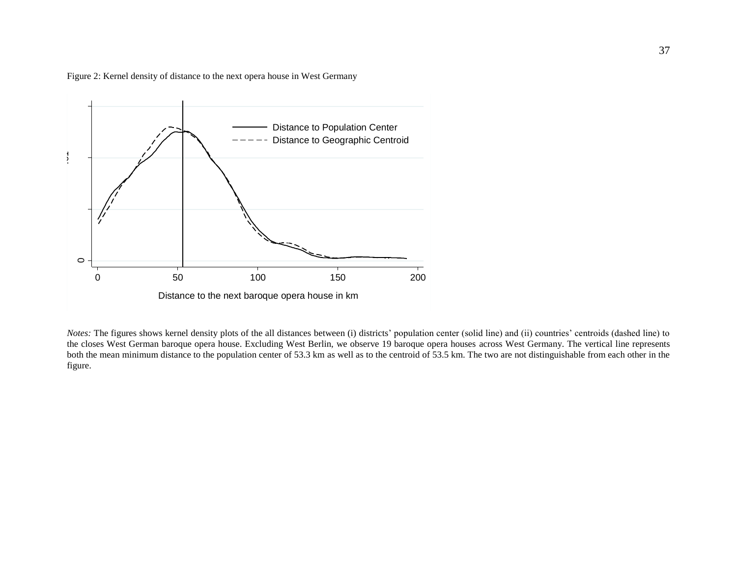Figure 2: Kernel density of distance to the next opera house in West Germany

*Notes:* The figures shows kernel density plots of the all distances between (i) districts' population center (solid line) and (ii) countries' centroids (dashed line) to the closes West German baroque opera house. Excluding West Berlin, we observe 19 baroque opera houses across West Germany. The vertical line represents both the mean minimum distance to the population center of 53.3 km as well as to the centroid of 53.5 km. The two are not distinguishable from each other in the figure.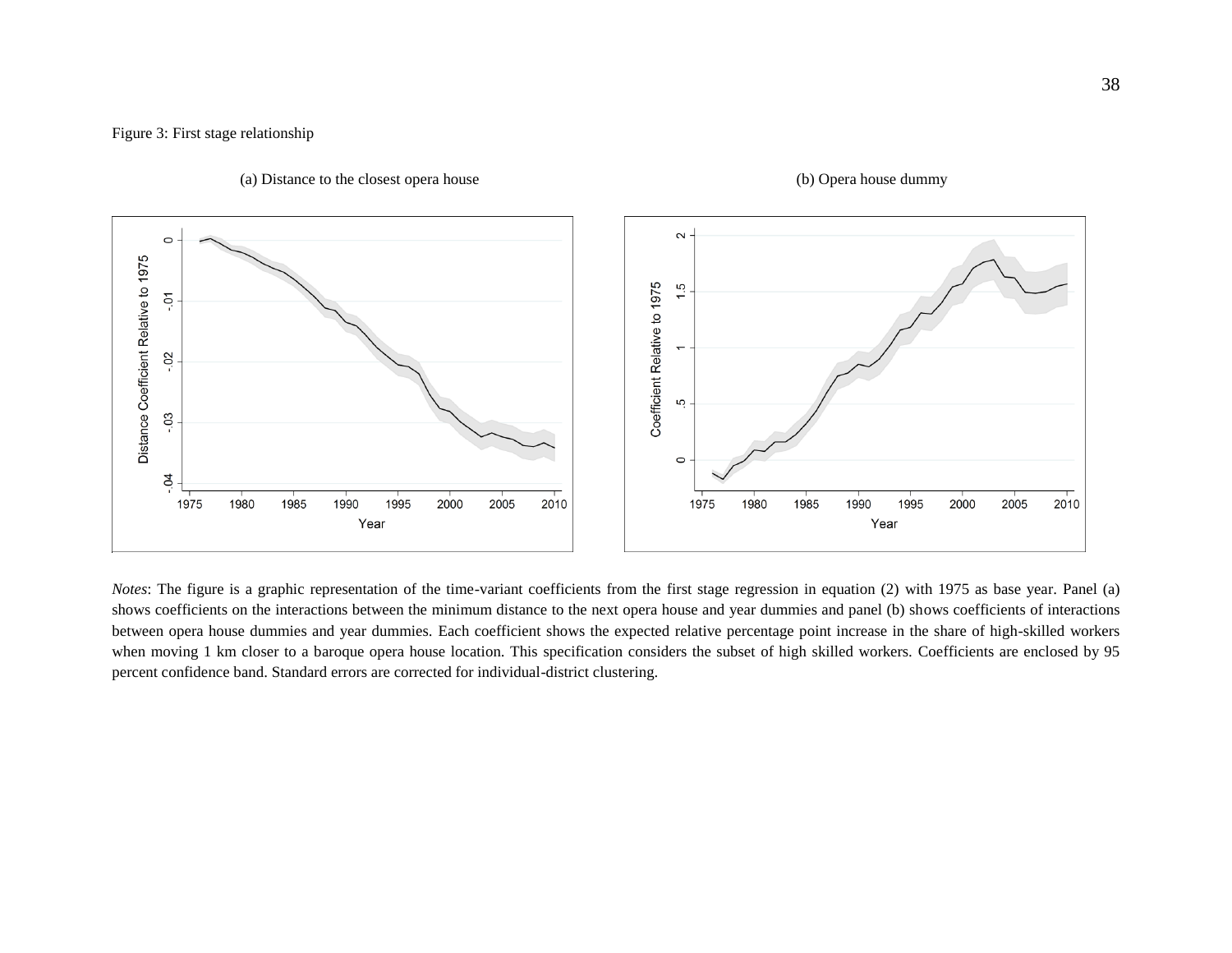Figure 3: First stage relationship

(a) Distance to the closest opera house

(b) Opera house dummy

*Notes*: The figure is a graphic representation of the time-variant coefficients from the first stage regression in equation (2) with 1975 as base year. Panel (a) shows coefficients on the interactions between the minimum distance to the next opera house and year dummies and panel (b) shows coefficients of interactions between opera house dummies and year dummies. Each coefficient shows the expected relative percentage point increase in the share of high-skilled workers when moving 1 km closer to a baroque opera house location. This specification considers the subset of high skilled workers. Coefficients are enclosed by 95 percent confidence band. Standard errors are corrected for individual-district clustering.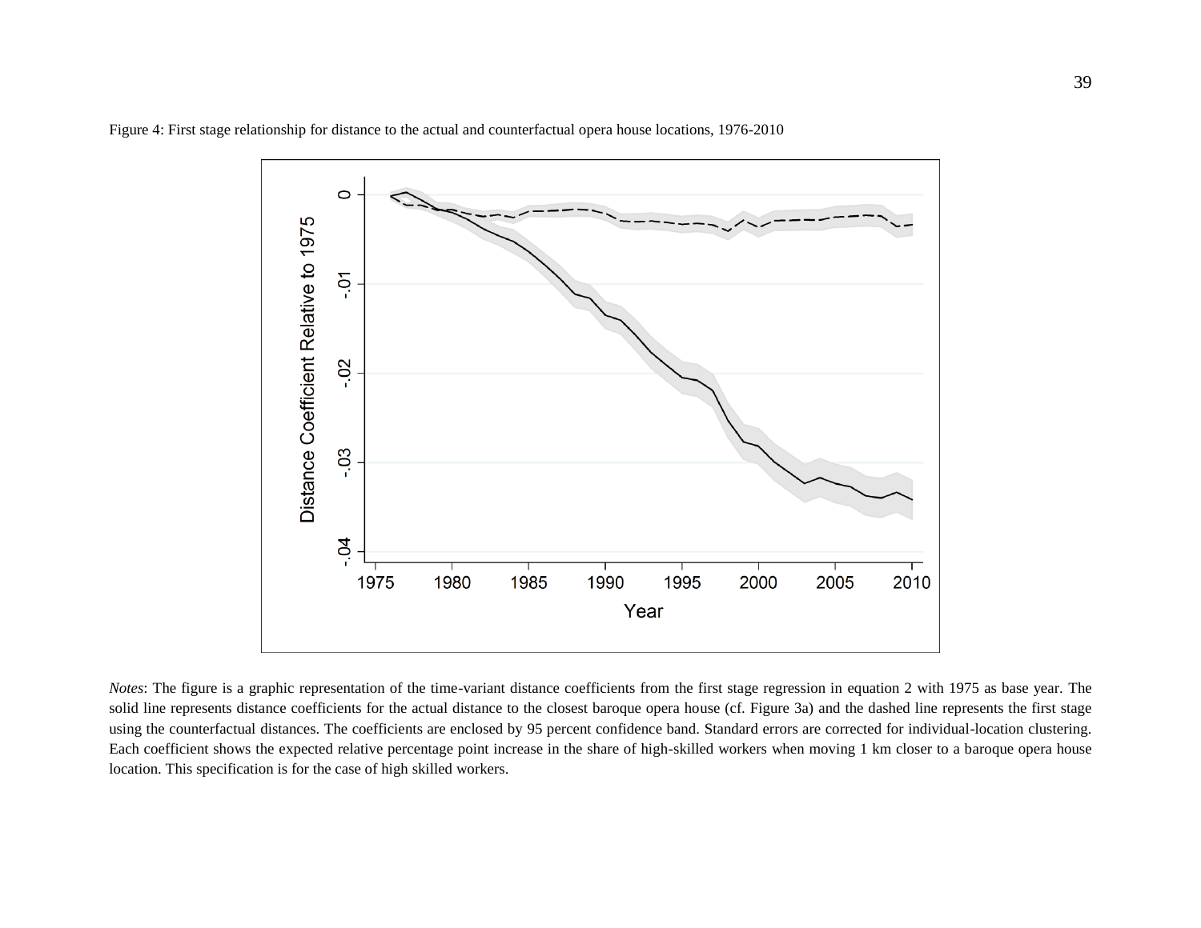Figure 4: First stage relationship for distance to the actual and counterfactual opera house locations, 1976-2010

Distance Coefficient Relative to 1975

0
-.01
-.02
-.03
-.04

1975 1980 1985 1990 1995 2000 2005 2010

Year

*Notes*: The figure is a graphic representation of the time-variant distance coefficients from the first stage regression in equation 2 with 1975 as base year. The solid line represents distance coefficients for the actual distance to the closest baroque opera house (cf. Figure 3a) and the dashed line represents the first stage using the counterfactual distances. The coefficients are enclosed by 95 percent confidence band. Standard errors are corrected for individual-location clustering. Each coefficient shows the expected relative percentage point increase in the share of high-skilled workers when moving 1 km closer to a baroque opera house location. This specification is for the case of high skilled workers.